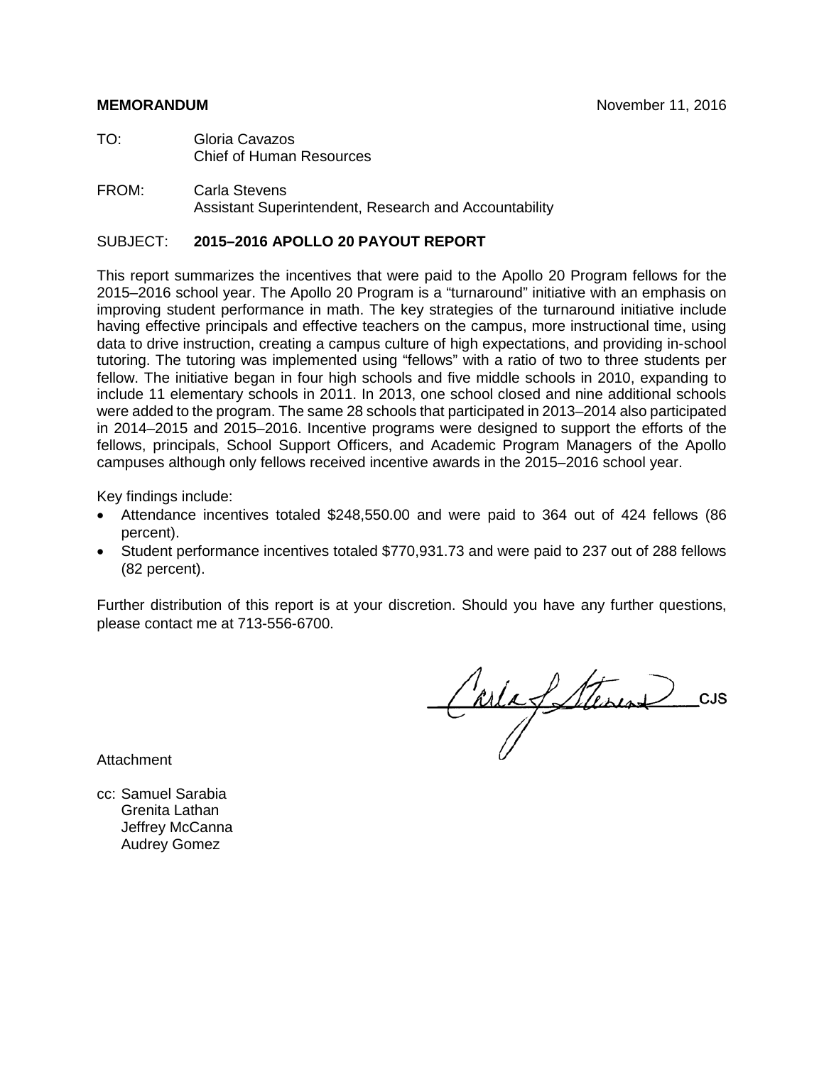**MEMORANDUM** November 11, 2016

TO: Gloria Cavazos
Chief of Human Resources

FROM: Carla Stevens
Assistant Superintendent, Research and Accountability

SUBJECT: **2015–2016 APOLLO 20 PAYOUT REPORT**

This report summarizes the incentives that were paid to the Apollo 20 Program fellows for the 2015–2016 school year. The Apollo 20 Program is a "turnaround" initiative with an emphasis on improving student performance in math. The key strategies of the turnaround initiative include having effective principals and effective teachers on the campus, more instructional time, using data to drive instruction, creating a campus culture of high expectations, and providing in-school tutoring. The tutoring was implemented using "fellows" with a ratio of two to three students per fellow. The initiative began in four high schools and five middle schools in 2010, expanding to include 11 elementary schools in 2011. In 2013, one school closed and nine additional schools were added to the program. The same 28 schools that participated in 2013–2014 also participated in 2014–2015 and 2015–2016. Incentive programs were designed to support the efforts of the fellows, principals, School Support Officers, and Academic Program Managers of the Apollo campuses although only fellows received incentive awards in the 2015–2016 school year.

Key findings include:

- Attendance incentives totaled $248,550.00 and were paid to 364 out of 424 fellows (86 percent).
- Student performance incentives totaled $770,931.73 and were paid to 237 out of 288 fellows (82 percent).

Further distribution of this report is at your discretion. Should you have any further questions, please contact me at 713-556-6700.

Carla J. Stevens CJS

Attachment

cc: Samuel Sarabia
Grenita Lathan
Jeffrey McCanna
Audrey Gomez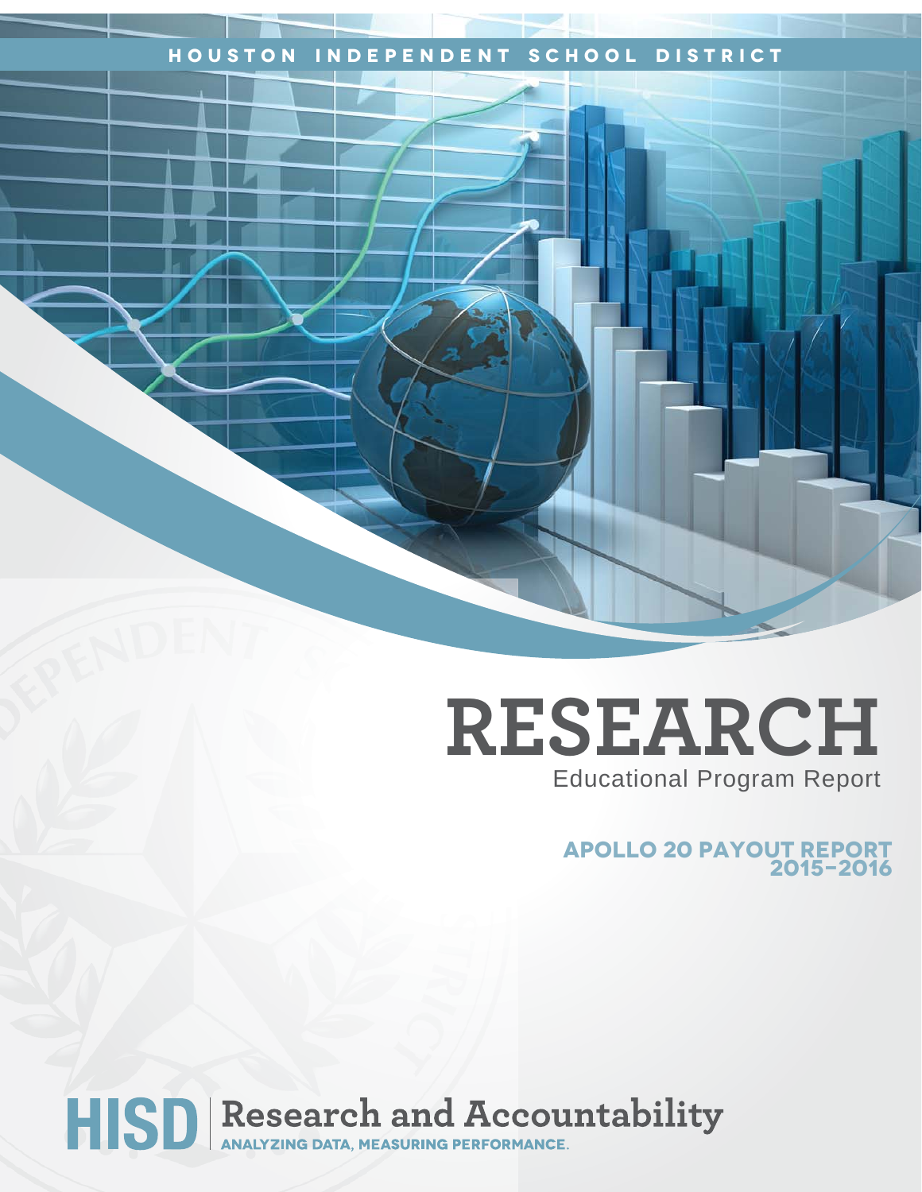HOUSTON INDEPENDENT SCHOOL DISTRICT

# RESEARCH

Educational Program Report

## APOLLO 20 PAYOUT REPORT 2015–2016

HISD | Research and Accountability

ANALYZING DATA, MEASURING PERFORMANCE.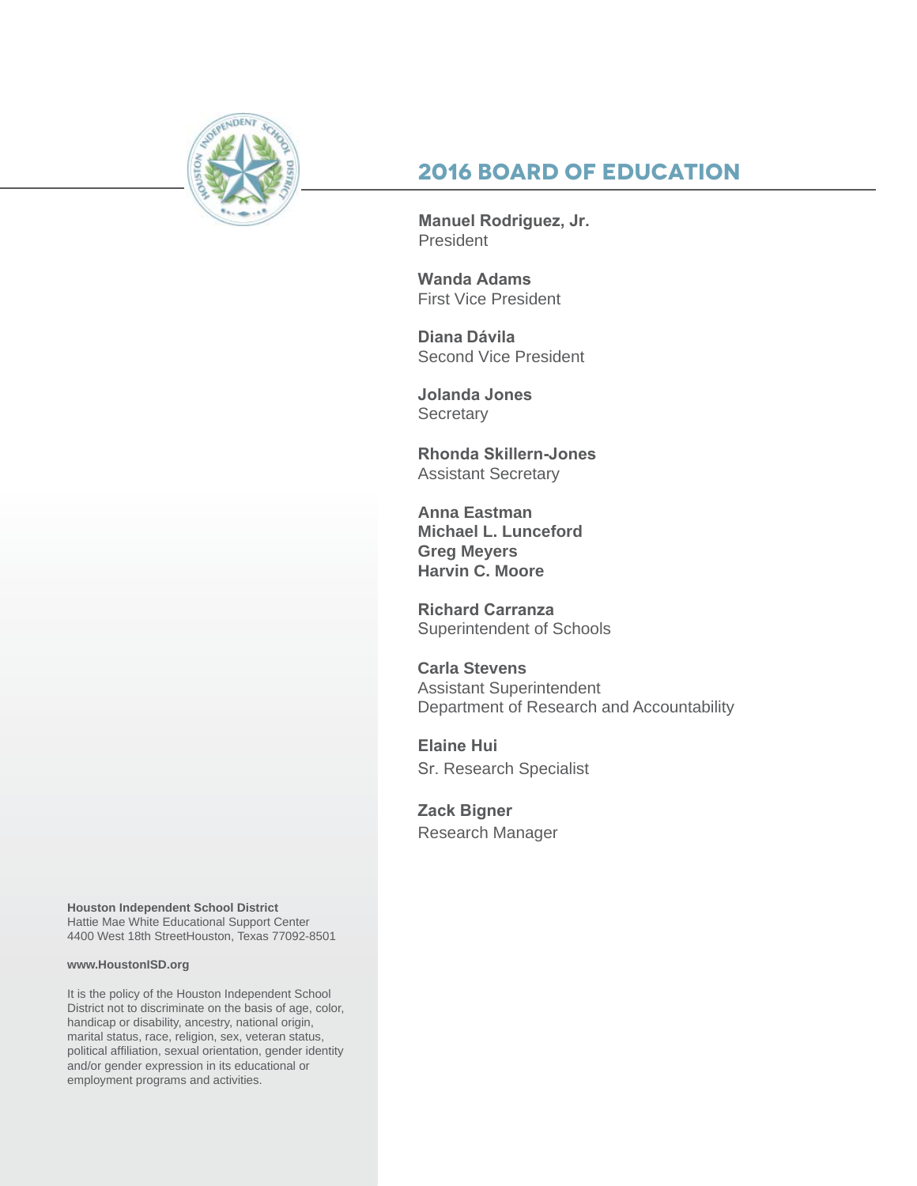## 2016 BOARD OF EDUCATION

**Manuel Rodriguez, Jr.**
President

**Wanda Adams**
First Vice President

**Diana Dávila**
Second Vice President

**Jolanda Jones**
Secretary

**Rhonda Skillern-Jones**
Assistant Secretary

**Anna Eastman**
**Michael L. Lunceford**
**Greg Meyers**
**Harvin C. Moore**

**Richard Carranza**
Superintendent of Schools

**Carla Stevens**
Assistant Superintendent
Department of Research and Accountability

**Elaine Hui**
Sr. Research Specialist

**Zack Bigner**
Research Manager

**Houston Independent School District**
Hattie Mae White Educational Support Center
4400 West 18th StreetHouston, Texas 77092-8501

**www.HoustonISD.org**

It is the policy of the Houston Independent School District not to discriminate on the basis of age, color, handicap or disability, ancestry, national origin, marital status, race, religion, sex, veteran status, political affiliation, sexual orientation, gender identity and/or gender expression in its educational or employment programs and activities.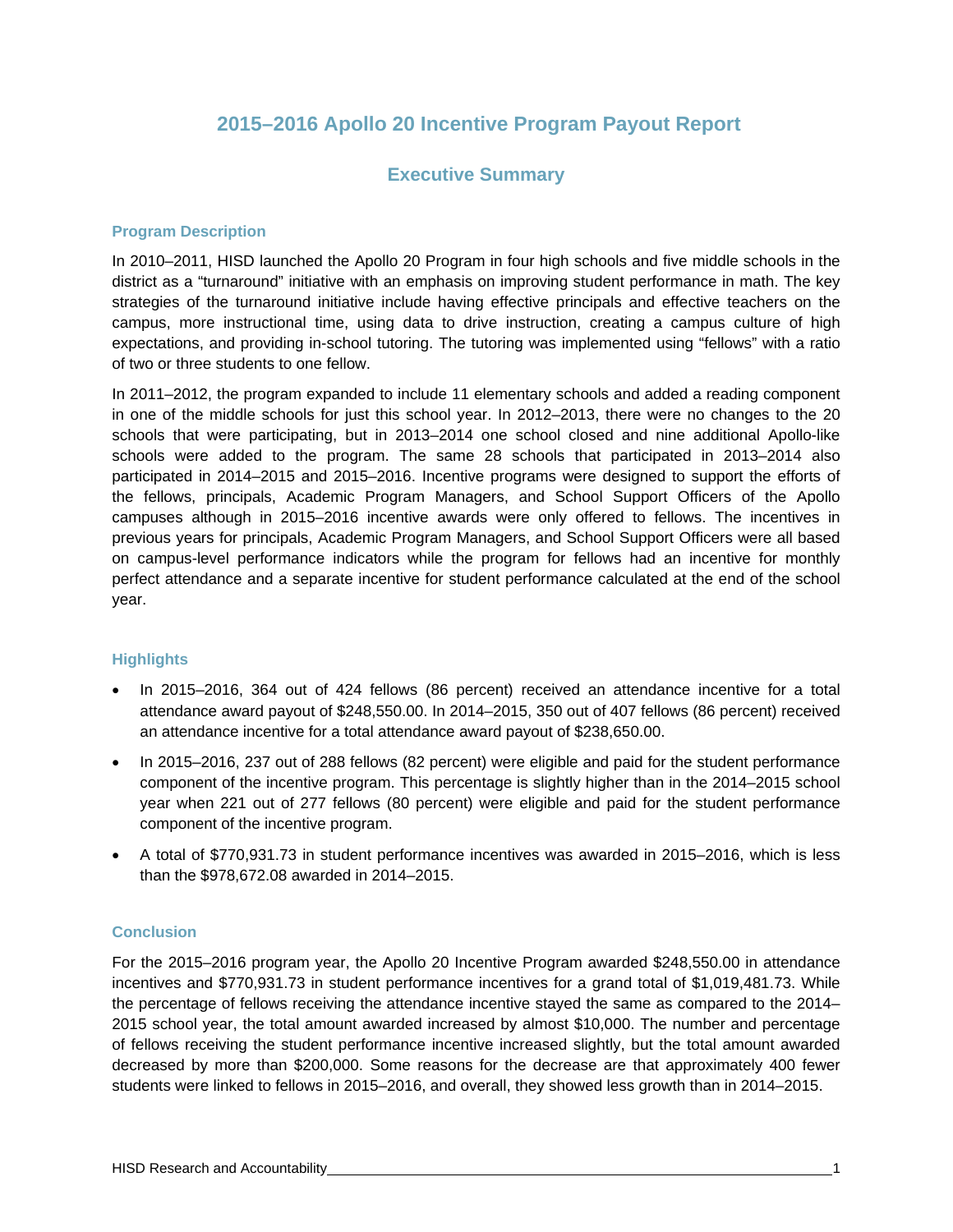# 2015–2016 Apollo 20 Incentive Program Payout Report

## Executive Summary

### Program Description

In 2010–2011, HISD launched the Apollo 20 Program in four high schools and five middle schools in the district as a "turnaround" initiative with an emphasis on improving student performance in math. The key strategies of the turnaround initiative include having effective principals and effective teachers on the campus, more instructional time, using data to drive instruction, creating a campus culture of high expectations, and providing in-school tutoring. The tutoring was implemented using "fellows" with a ratio of two or three students to one fellow.

In 2011–2012, the program expanded to include 11 elementary schools and added a reading component in one of the middle schools for just this school year. In 2012–2013, there were no changes to the 20 schools that were participating, but in 2013–2014 one school closed and nine additional Apollo-like schools were added to the program. The same 28 schools that participated in 2013–2014 also participated in 2014–2015 and 2015–2016. Incentive programs were designed to support the efforts of the fellows, principals, Academic Program Managers, and School Support Officers of the Apollo campuses although in 2015–2016 incentive awards were only offered to fellows. The incentives in previous years for principals, Academic Program Managers, and School Support Officers were all based on campus-level performance indicators while the program for fellows had an incentive for monthly perfect attendance and a separate incentive for student performance calculated at the end of the school year.

### Highlights

- In 2015–2016, 364 out of 424 fellows (86 percent) received an attendance incentive for a total attendance award payout of $248,550.00. In 2014–2015, 350 out of 407 fellows (86 percent) received an attendance incentive for a total attendance award payout of $238,650.00.
- In 2015–2016, 237 out of 288 fellows (82 percent) were eligible and paid for the student performance component of the incentive program. This percentage is slightly higher than in the 2014–2015 school year when 221 out of 277 fellows (80 percent) were eligible and paid for the student performance component of the incentive program.
- A total of $770,931.73 in student performance incentives was awarded in 2015–2016, which is less than the $978,672.08 awarded in 2014–2015.

### Conclusion

For the 2015–2016 program year, the Apollo 20 Incentive Program awarded $248,550.00 in attendance incentives and $770,931.73 in student performance incentives for a grand total of $1,019,481.73. While the percentage of fellows receiving the attendance incentive stayed the same as compared to the 2014–2015 school year, the total amount awarded increased by almost $10,000. The number and percentage of fellows receiving the student performance incentive increased slightly, but the total amount awarded decreased by more than $200,000. Some reasons for the decrease are that approximately 400 fewer students were linked to fellows in 2015–2016, and overall, they showed less growth than in 2014–2015.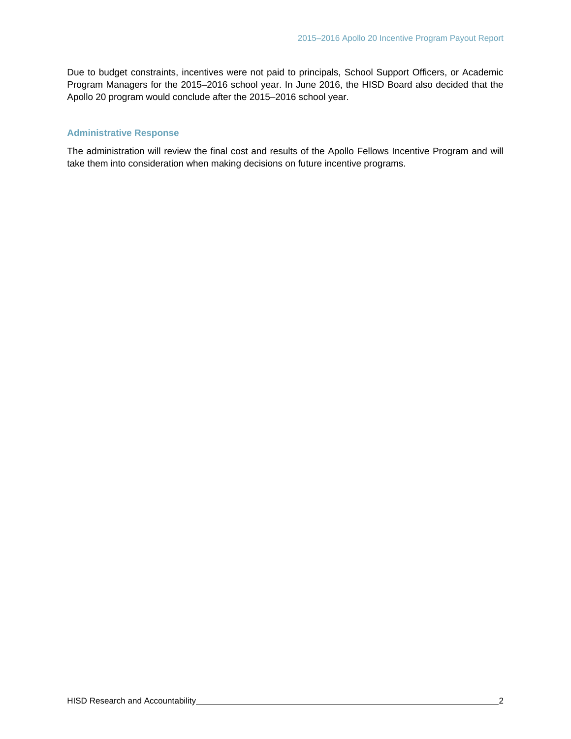Due to budget constraints, incentives were not paid to principals, School Support Officers, or Academic Program Managers for the 2015–2016 school year. In June 2016, the HISD Board also decided that the Apollo 20 program would conclude after the 2015–2016 school year.

## Administrative Response

The administration will review the final cost and results of the Apollo Fellows Incentive Program and will take them into consideration when making decisions on future incentive programs.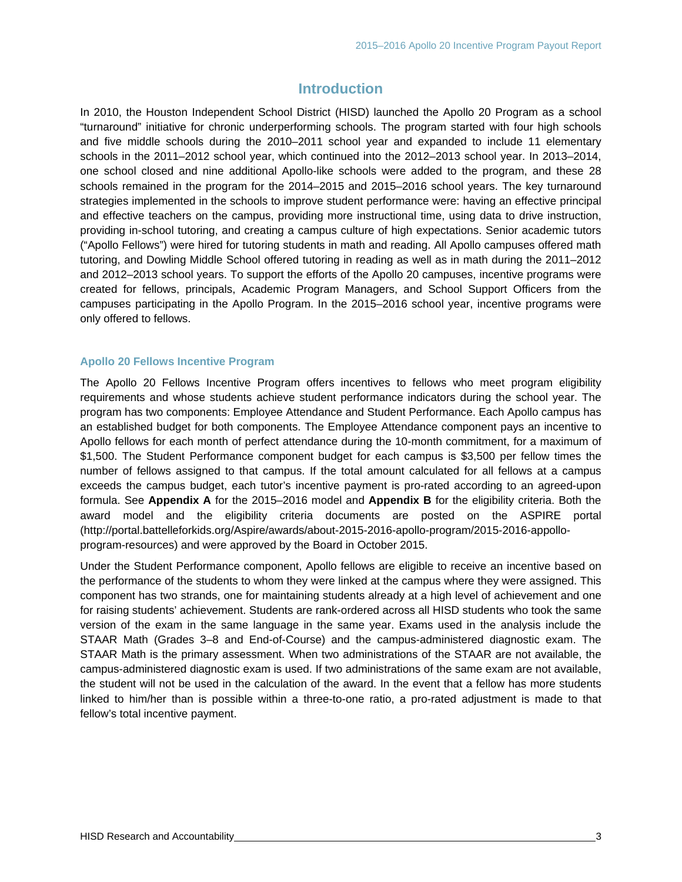# Introduction

In 2010, the Houston Independent School District (HISD) launched the Apollo 20 Program as a school "turnaround" initiative for chronic underperforming schools. The program started with four high schools and five middle schools during the 2010–2011 school year and expanded to include 11 elementary schools in the 2011–2012 school year, which continued into the 2012–2013 school year. In 2013–2014, one school closed and nine additional Apollo-like schools were added to the program, and these 28 schools remained in the program for the 2014–2015 and 2015–2016 school years. The key turnaround strategies implemented in the schools to improve student performance were: having an effective principal and effective teachers on the campus, providing more instructional time, using data to drive instruction, providing in-school tutoring, and creating a campus culture of high expectations. Senior academic tutors ("Apollo Fellows") were hired for tutoring students in math and reading. All Apollo campuses offered math tutoring, and Dowling Middle School offered tutoring in reading as well as in math during the 2011–2012 and 2012–2013 school years. To support the efforts of the Apollo 20 campuses, incentive programs were created for fellows, principals, Academic Program Managers, and School Support Officers from the campuses participating in the Apollo Program. In the 2015–2016 school year, incentive programs were only offered to fellows.

### Apollo 20 Fellows Incentive Program

The Apollo 20 Fellows Incentive Program offers incentives to fellows who meet program eligibility requirements and whose students achieve student performance indicators during the school year. The program has two components: Employee Attendance and Student Performance. Each Apollo campus has an established budget for both components. The Employee Attendance component pays an incentive to Apollo fellows for each month of perfect attendance during the 10-month commitment, for a maximum of $1,500. The Student Performance component budget for each campus is $3,500 per fellow times the number of fellows assigned to that campus. If the total amount calculated for all fellows at a campus exceeds the campus budget, each tutor's incentive payment is pro-rated according to an agreed-upon formula. See **Appendix A** for the 2015–2016 model and **Appendix B** for the eligibility criteria. Both the award model and the eligibility criteria documents are posted on the ASPIRE portal (http://portal.battelleforkids.org/Aspire/awards/about-2015-2016-apollo-program/2015-2016-appollo-program-resources) and were approved by the Board in October 2015.

Under the Student Performance component, Apollo fellows are eligible to receive an incentive based on the performance of the students to whom they were linked at the campus where they were assigned. This component has two strands, one for maintaining students already at a high level of achievement and one for raising students' achievement. Students are rank-ordered across all HISD students who took the same version of the exam in the same language in the same year. Exams used in the analysis include the STAAR Math (Grades 3–8 and End-of-Course) and the campus-administered diagnostic exam. The STAAR Math is the primary assessment. When two administrations of the STAAR are not available, the campus-administered diagnostic exam is used. If two administrations of the same exam are not available, the student will not be used in the calculation of the award. In the event that a fellow has more students linked to him/her than is possible within a three-to-one ratio, a pro-rated adjustment is made to that fellow's total incentive payment.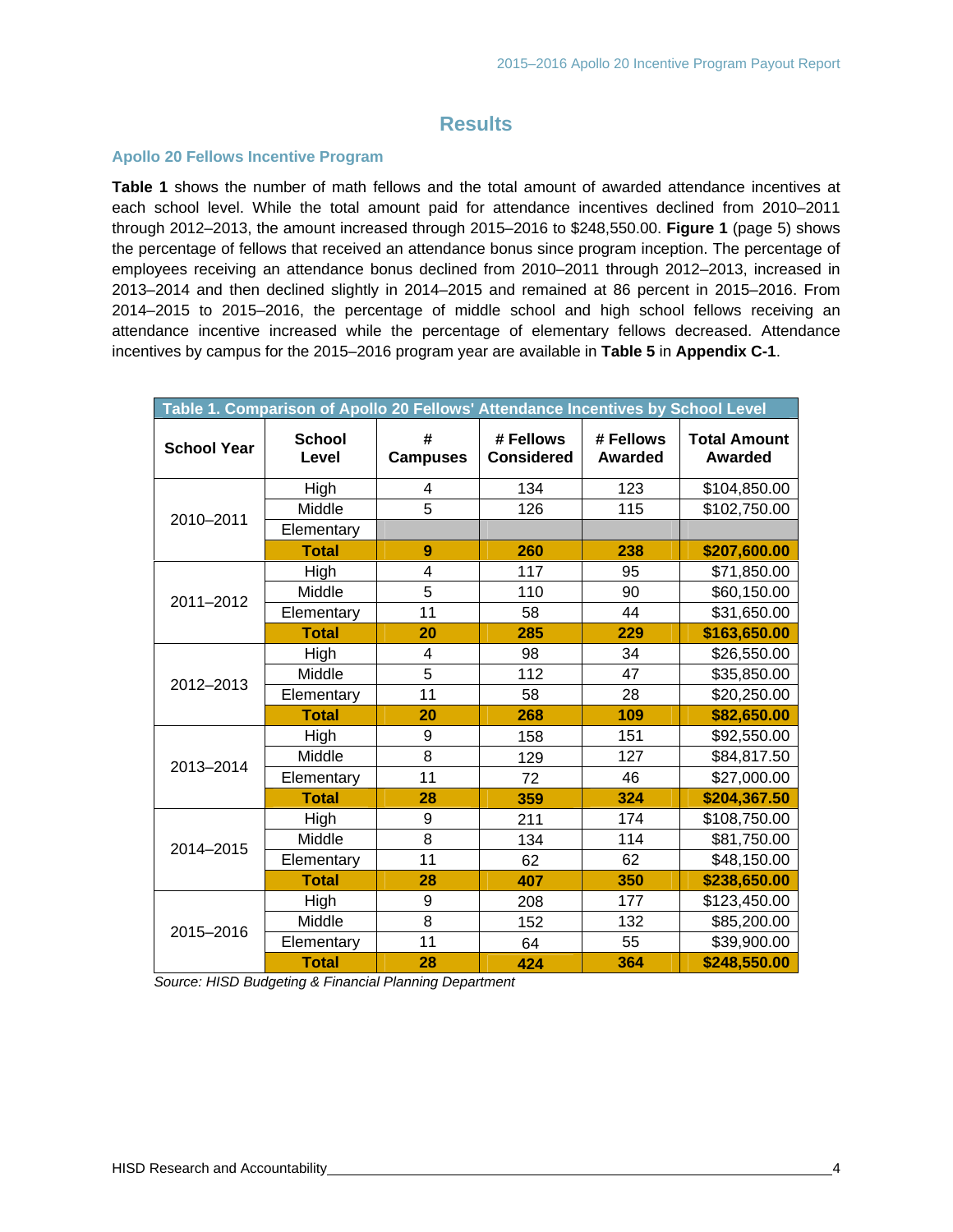# Results

## Apollo 20 Fellows Incentive Program

**Table 1** shows the number of math fellows and the total amount of awarded attendance incentives at each school level. While the total amount paid for attendance incentives declined from 2010–2011 through 2012–2013, the amount increased through 2015–2016 to $248,550.00. **Figure 1** (page 5) shows the percentage of fellows that received an attendance bonus since program inception. The percentage of employees receiving an attendance bonus declined from 2010–2011 through 2012–2013, increased in 2013–2014 and then declined slightly in 2014–2015 and remained at 86 percent in 2015–2016. From 2014–2015 to 2015–2016, the percentage of middle school and high school fellows receiving an attendance incentive increased while the percentage of elementary fellows decreased. Attendance incentives by campus for the 2015–2016 program year are available in **Table 5** in **Appendix C-1**.

**Table 1. Comparison of Apollo 20 Fellows' Attendance Incentives by School Level**

| School Year | School Level | # Campuses | # Fellows Considered | # Fellows Awarded | Total Amount Awarded |
|---|---|---|---|---|---|
| 2010–2011 | High | 4 | 134 | 123 | $104,850.00 |
| | Middle | 5 | 126 | 115 | $102,750.00 |
| | Elementary | | | | |
| | **Total** | **9** | **260** | **238** | **$207,600.00** |
| 2011–2012 | High | 4 | 117 | 95 | $71,850.00 |
| | Middle | 5 | 110 | 90 | $60,150.00 |
| | Elementary | 11 | 58 | 44 | $31,650.00 |
| | **Total** | **20** | **285** | **229** | **$163,650.00** |
| 2012–2013 | High | 4 | 98 | 34 | $26,550.00 |
| | Middle | 5 | 112 | 47 | $35,850.00 |
| | Elementary | 11 | 58 | 28 | $20,250.00 |
| | **Total** | **20** | **268** | **109** | **$82,650.00** |
| 2013–2014 | High | 9 | 158 | 151 | $92,550.00 |
| | Middle | 8 | 129 | 127 | $84,817.50 |
| | Elementary | 11 | 72 | 46 | $27,000.00 |
| | **Total** | **28** | **359** | **324** | **$204,367.50** |
| 2014–2015 | High | 9 | 211 | 174 | $108,750.00 |
| | Middle | 8 | 134 | 114 | $81,750.00 |
| | Elementary | 11 | 62 | 62 | $48,150.00 |
| | **Total** | **28** | **407** | **350** | **$238,650.00** |
| 2015–2016 | High | 9 | 208 | 177 | $123,450.00 |
| | Middle | 8 | 152 | 132 | $85,200.00 |
| | Elementary | 11 | 64 | 55 | $39,900.00 |
| | **Total** | **28** | **424** | **364** | **$248,550.00** |

*Source: HISD Budgeting & Financial Planning Department*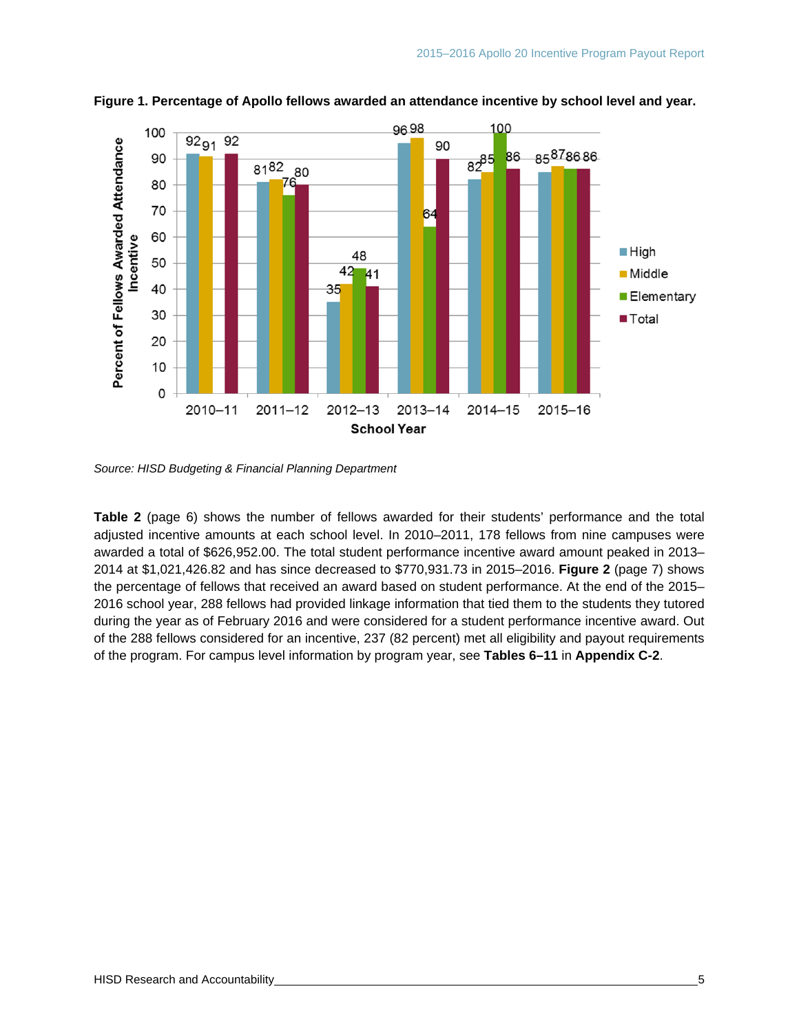**Figure 1. Percentage of Apollo fellows awarded an attendance incentive by school level and year.**

| School Year | High | Middle | Elementary | Total |
|---|---|---|---|---|
| 2010–11 | 92 | 91 | | 92 |
| 2011–12 | 81 | 82 | 76 | 80 |
| 2012–13 | 35 | 42 | 48 | 41 |
| 2013–14 | 96 | 98 | 64 | 90 |
| 2014–15 | 82 | 85 | 100 | 86 |
| 2015–16 | 85 | 87 | 86 | 86 |

*Source: HISD Budgeting & Financial Planning Department*

**Table 2** (page 6) shows the number of fellows awarded for their students' performance and the total adjusted incentive amounts at each school level. In 2010–2011, 178 fellows from nine campuses were awarded a total of $626,952.00. The total student performance incentive award amount peaked in 2013–2014 at $1,021,426.82 and has since decreased to $770,931.73 in 2015–2016. **Figure 2** (page 7) shows the percentage of fellows that received an award based on student performance. At the end of the 2015–2016 school year, 288 fellows had provided linkage information that tied them to the students they tutored during the year as of February 2016 and were considered for a student performance incentive award. Out of the 288 fellows considered for an incentive, 237 (82 percent) met all eligibility and payout requirements of the program. For campus level information by program year, see **Tables 6–11** in **Appendix C-2**.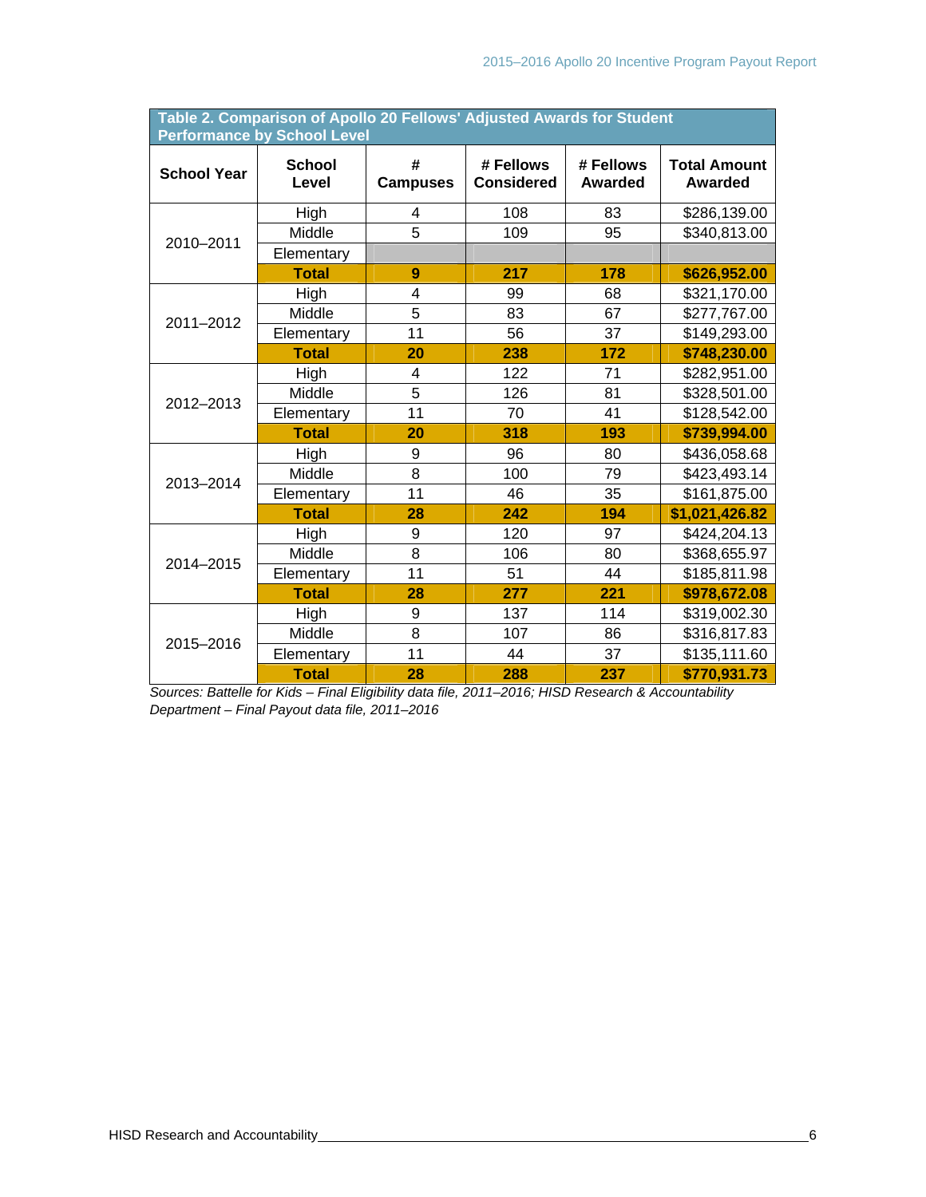**Table 2. Comparison of Apollo 20 Fellows' Adjusted Awards for Student Performance by School Level**

| School Year | School Level | # Campuses | # Fellows Considered | # Fellows Awarded | Total Amount Awarded |
|---|---|---|---|---|---|
| 2010–2011 | High | 4 | 108 | 83 | $286,139.00 |
| | Middle | 5 | 109 | 95 | $340,813.00 |
| | Elementary | | | | |
| | **Total** | **9** | **217** | **178** | **$626,952.00** |
| 2011–2012 | High | 4 | 99 | 68 | $321,170.00 |
| | Middle | 5 | 83 | 67 | $277,767.00 |
| | Elementary | 11 | 56 | 37 | $149,293.00 |
| | **Total** | **20** | **238** | **172** | **$748,230.00** |
| 2012–2013 | High | 4 | 122 | 71 | $282,951.00 |
| | Middle | 5 | 126 | 81 | $328,501.00 |
| | Elementary | 11 | 70 | 41 | $128,542.00 |
| | **Total** | **20** | **318** | **193** | **$739,994.00** |
| 2013–2014 | High | 9 | 96 | 80 | $436,058.68 |
| | Middle | 8 | 100 | 79 | $423,493.14 |
| | Elementary | 11 | 46 | 35 | $161,875.00 |
| | **Total** | **28** | **242** | **194** | **$1,021,426.82** |
| 2014–2015 | High | 9 | 120 | 97 | $424,204.13 |
| | Middle | 8 | 106 | 80 | $368,655.97 |
| | Elementary | 11 | 51 | 44 | $185,811.98 |
| | **Total** | **28** | **277** | **221** | **$978,672.08** |
| 2015–2016 | High | 9 | 137 | 114 | $319,002.30 |
| | Middle | 8 | 107 | 86 | $316,817.83 |
| | Elementary | 11 | 44 | 37 | $135,111.60 |
| | **Total** | **28** | **288** | **237** | **$770,931.73** |

*Sources: Battelle for Kids – Final Eligibility data file, 2011–2016; HISD Research & Accountability Department – Final Payout data file, 2011–2016*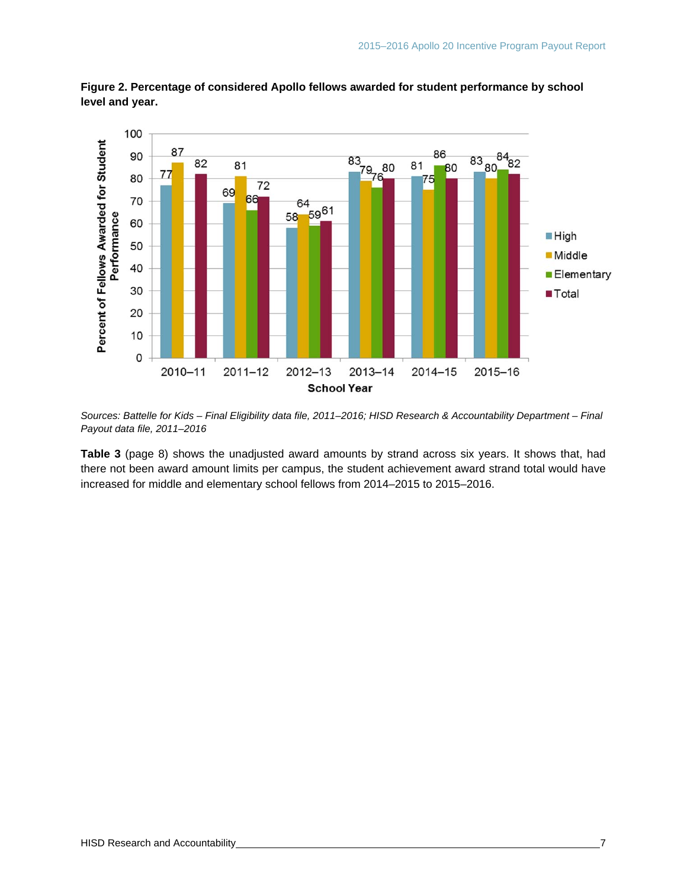**Figure 2. Percentage of considered Apollo fellows awarded for student performance by school level and year.**

| School Year | High | Middle | Elementary | Total |
|---|---|---|---|---|
| 2010–11 | 77 | 87 | | 82 |
| 2011–12 | 69 | 81 | 66 | 72 |
| 2012–13 | 58 | 64 | 59 | 61 |
| 2013–14 | 83 | 79 | 76 | 80 |
| 2014–15 | 81 | 75 | 86 | 80 |
| 2015–16 | 83 | 80 | 84 | 82 |

*Sources: Battelle for Kids – Final Eligibility data file, 2011–2016; HISD Research & Accountability Department – Final Payout data file, 2011–2016*

**Table 3** (page 8) shows the unadjusted award amounts by strand across six years. It shows that, had there not been award amount limits per campus, the student achievement award strand total would have increased for middle and elementary school fellows from 2014–2015 to 2015–2016.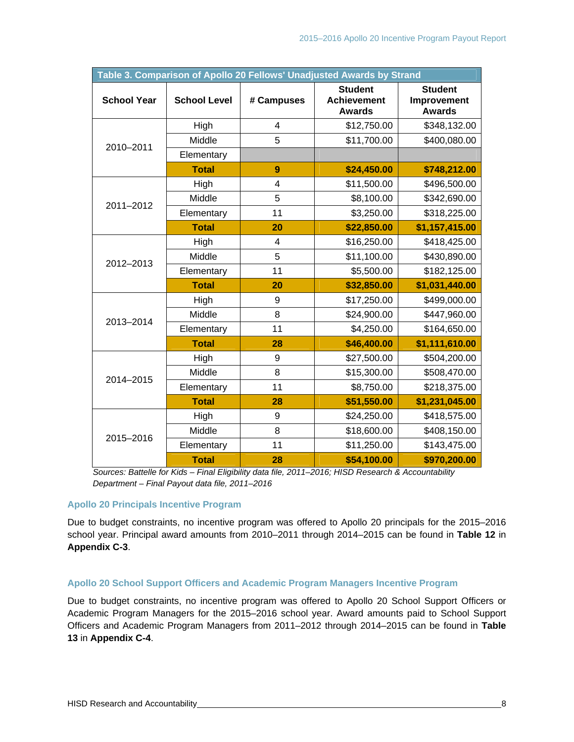| Table 3. Comparison of Apollo 20 Fellows' Unadjusted Awards by Strand | | | | |
|---|---|---|---|---|
| **School Year** | **School Level** | **# Campuses** | **Student Achievement Awards** | **Student Improvement Awards** |
| 2010–2011 | High | 4 | $12,750.00 | $348,132.00 |
| | Middle | 5 | $11,700.00 | $400,080.00 |
| | Elementary | | | |
| | **Total** | **9** | **$24,450.00** | **$748,212.00** |
| 2011–2012 | High | 4 | $11,500.00 | $496,500.00 |
| | Middle | 5 | $8,100.00 | $342,690.00 |
| | Elementary | 11 | $3,250.00 | $318,225.00 |
| | **Total** | **20** | **$22,850.00** | **$1,157,415.00** |
| 2012–2013 | High | 4 | $16,250.00 | $418,425.00 |
| | Middle | 5 | $11,100.00 | $430,890.00 |
| | Elementary | 11 | $5,500.00 | $182,125.00 |
| | **Total** | **20** | **$32,850.00** | **$1,031,440.00** |
| 2013–2014 | High | 9 | $17,250.00 | $499,000.00 |
| | Middle | 8 | $24,900.00 | $447,960.00 |
| | Elementary | 11 | $4,250.00 | $164,650.00 |
| | **Total** | **28** | **$46,400.00** | **$1,111,610.00** |
| 2014–2015 | High | 9 | $27,500.00 | $504,200.00 |
| | Middle | 8 | $15,300.00 | $508,470.00 |
| | Elementary | 11 | $8,750.00 | $218,375.00 |
| | **Total** | **28** | **$51,550.00** | **$1,231,045.00** |
| 2015–2016 | High | 9 | $24,250.00 | $418,575.00 |
| | Middle | 8 | $18,600.00 | $408,150.00 |
| | Elementary | 11 | $11,250.00 | $143,475.00 |
| | **Total** | **28** | **$54,100.00** | **$970,200.00** |

*Sources: Battelle for Kids – Final Eligibility data file, 2011–2016; HISD Research & Accountability Department – Final Payout data file, 2011–2016*

### Apollo 20 Principals Incentive Program

Due to budget constraints, no incentive program was offered to Apollo 20 principals for the 2015–2016 school year. Principal award amounts from 2010–2011 through 2014–2015 can be found in **Table 12** in **Appendix C-3**.

### Apollo 20 School Support Officers and Academic Program Managers Incentive Program

Due to budget constraints, no incentive program was offered to Apollo 20 School Support Officers or Academic Program Managers for the 2015–2016 school year. Award amounts paid to School Support Officers and Academic Program Managers from 2011–2012 through 2014–2015 can be found in **Table 13** in **Appendix C-4**.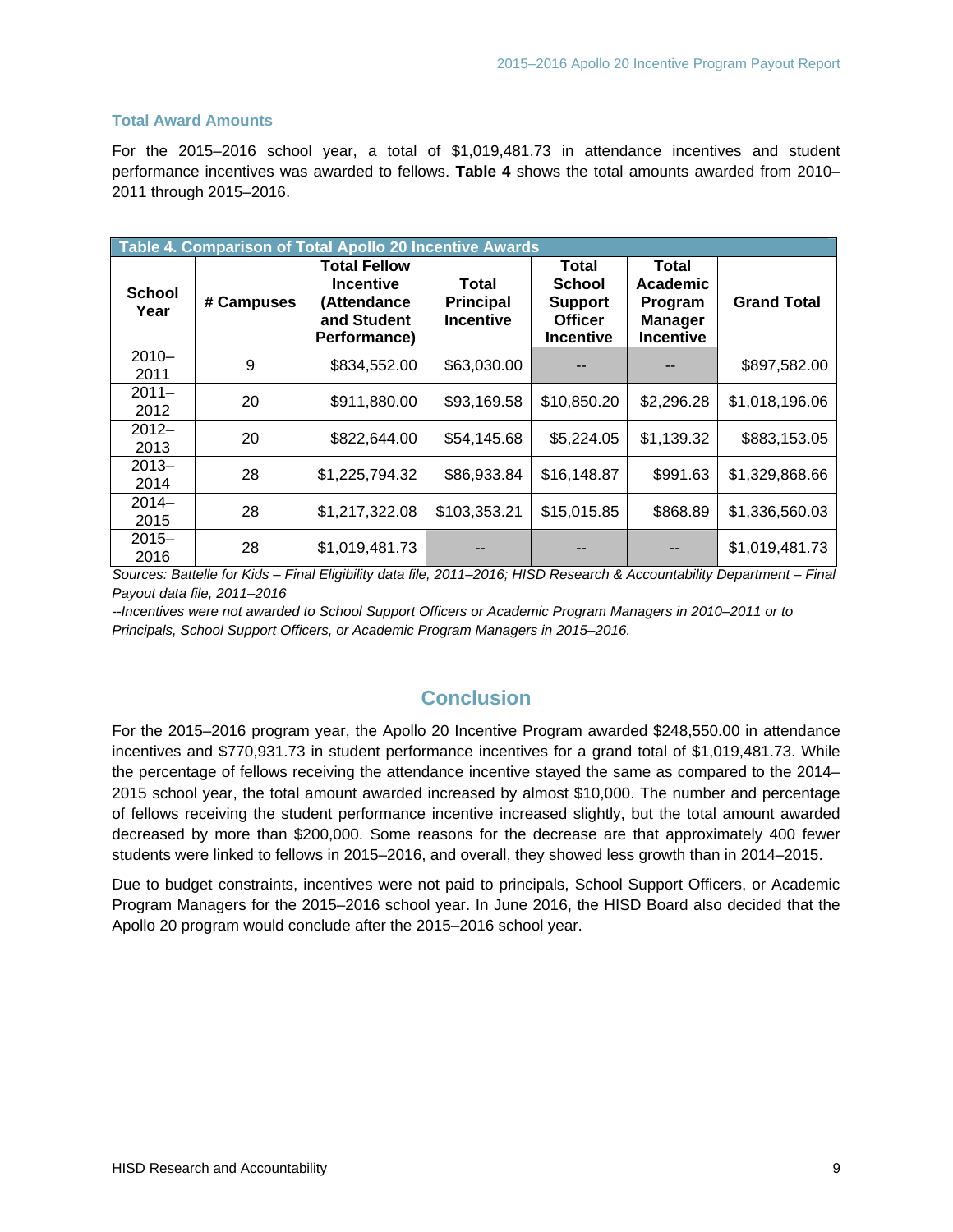### Total Award Amounts

For the 2015–2016 school year, a total of $1,019,481.73 in attendance incentives and student performance incentives was awarded to fellows. **Table 4** shows the total amounts awarded from 2010–2011 through 2015–2016.

**Table 4. Comparison of Total Apollo 20 Incentive Awards**

| School Year | # Campuses | Total Fellow Incentive (Attendance and Student Performance) | Total Principal Incentive | Total School Support Officer Incentive | Total Academic Program Manager Incentive | Grand Total |
|---|---|---|---|---|---|---|
| 2010–2011 | 9 | $834,552.00 | $63,030.00 | -- | -- | $897,582.00 |
| 2011–2012 | 20 | $911,880.00 | $93,169.58 | $10,850.20 | $2,296.28 | $1,018,196.06 |
| 2012–2013 | 20 | $822,644.00 | $54,145.68 | $5,224.05 | $1,139.32 | $883,153.05 |
| 2013–2014 | 28 | $1,225,794.32 | $86,933.84 | $16,148.87 | $991.63 | $1,329,868.66 |
| 2014–2015 | 28 | $1,217,322.08 | $103,353.21 | $15,015.85 | $868.89 | $1,336,560.03 |
| 2015–2016 | 28 | $1,019,481.73 | -- | -- | -- | $1,019,481.73 |

*Sources: Battelle for Kids – Final Eligibility data file, 2011–2016; HISD Research & Accountability Department – Final Payout data file, 2011–2016*

*--Incentives were not awarded to School Support Officers or Academic Program Managers in 2010–2011 or to Principals, School Support Officers, or Academic Program Managers in 2015–2016.*

## Conclusion

For the 2015–2016 program year, the Apollo 20 Incentive Program awarded $248,550.00 in attendance incentives and $770,931.73 in student performance incentives for a grand total of $1,019,481.73. While the percentage of fellows receiving the attendance incentive stayed the same as compared to the 2014–2015 school year, the total amount awarded increased by almost $10,000. The number and percentage of fellows receiving the student performance incentive increased slightly, but the total amount awarded decreased by more than $200,000. Some reasons for the decrease are that approximately 400 fewer students were linked to fellows in 2015–2016, and overall, they showed less growth than in 2014–2015.

Due to budget constraints, incentives were not paid to principals, School Support Officers, or Academic Program Managers for the 2015–2016 school year. In June 2016, the HISD Board also decided that the Apollo 20 program would conclude after the 2015–2016 school year.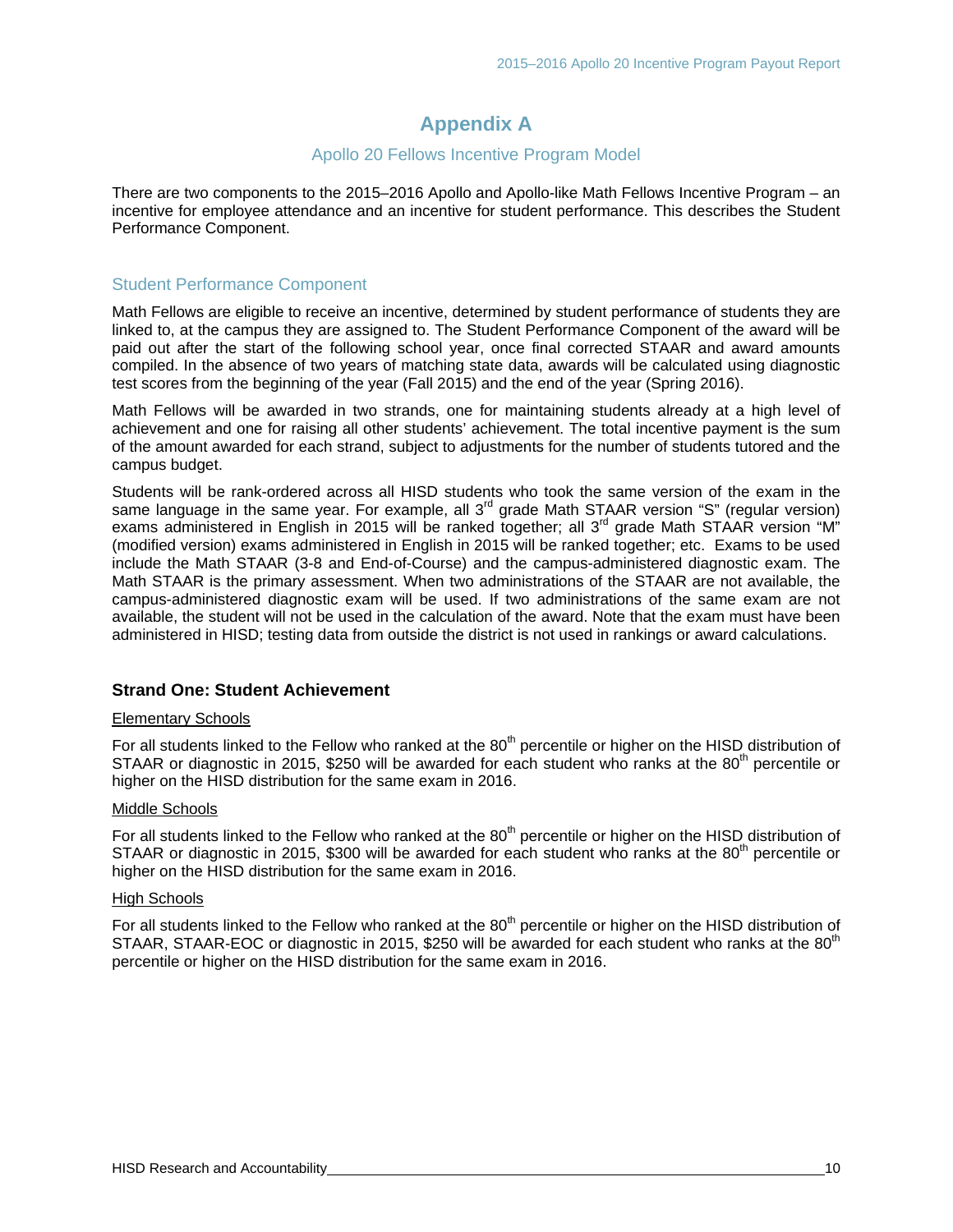# Appendix A

## Apollo 20 Fellows Incentive Program Model

There are two components to the 2015–2016 Apollo and Apollo-like Math Fellows Incentive Program – an incentive for employee attendance and an incentive for student performance. This describes the Student Performance Component.

## Student Performance Component

Math Fellows are eligible to receive an incentive, determined by student performance of students they are linked to, at the campus they are assigned to. The Student Performance Component of the award will be paid out after the start of the following school year, once final corrected STAAR and award amounts compiled. In the absence of two years of matching state data, awards will be calculated using diagnostic test scores from the beginning of the year (Fall 2015) and the end of the year (Spring 2016).

Math Fellows will be awarded in two strands, one for maintaining students already at a high level of achievement and one for raising all other students' achievement. The total incentive payment is the sum of the amount awarded for each strand, subject to adjustments for the number of students tutored and the campus budget.

Students will be rank-ordered across all HISD students who took the same version of the exam in the same language in the same year. For example, all 3rd grade Math STAAR version "S" (regular version) exams administered in English in 2015 will be ranked together; all 3rd grade Math STAAR version "M" (modified version) exams administered in English in 2015 will be ranked together; etc. Exams to be used include the Math STAAR (3-8 and End-of-Course) and the campus-administered diagnostic exam. The Math STAAR is the primary assessment. When two administrations of the STAAR are not available, the campus-administered diagnostic exam will be used. If two administrations of the same exam are not available, the student will not be used in the calculation of the award. Note that the exam must have been administered in HISD; testing data from outside the district is not used in rankings or award calculations.

### Strand One: Student Achievement

Elementary Schools

For all students linked to the Fellow who ranked at the 80th percentile or higher on the HISD distribution of STAAR or diagnostic in 2015, $250 will be awarded for each student who ranks at the 80th percentile or higher on the HISD distribution for the same exam in 2016.

Middle Schools

For all students linked to the Fellow who ranked at the 80th percentile or higher on the HISD distribution of STAAR or diagnostic in 2015, $300 will be awarded for each student who ranks at the 80th percentile or higher on the HISD distribution for the same exam in 2016.

High Schools

For all students linked to the Fellow who ranked at the 80th percentile or higher on the HISD distribution of STAAR, STAAR-EOC or diagnostic in 2015, $250 will be awarded for each student who ranks at the 80th percentile or higher on the HISD distribution for the same exam in 2016.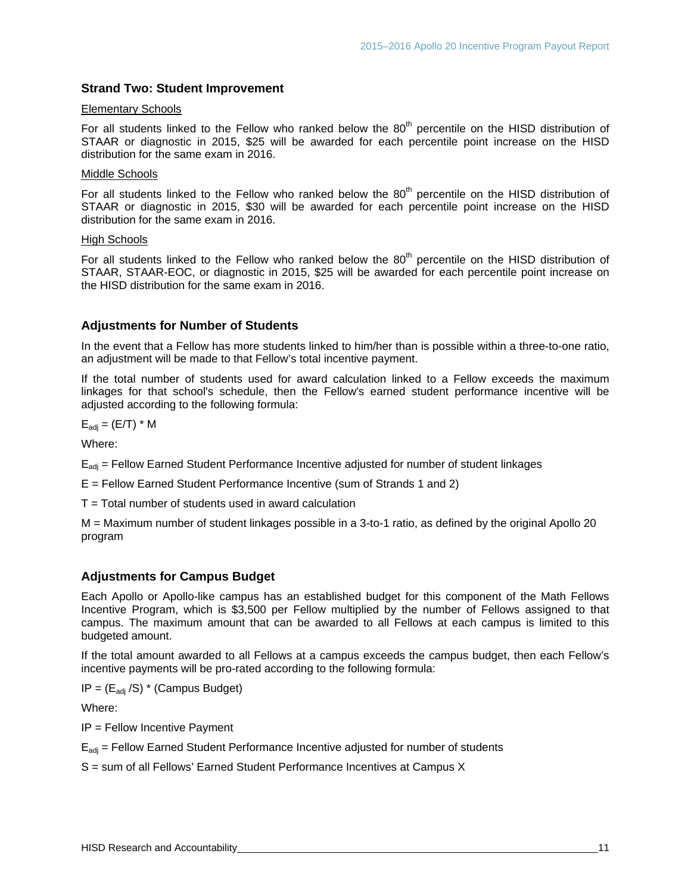### Strand Two: Student Improvement

Elementary Schools

For all students linked to the Fellow who ranked below the 80th percentile on the HISD distribution of STAAR or diagnostic in 2015, $25 will be awarded for each percentile point increase on the HISD distribution for the same exam in 2016.

Middle Schools

For all students linked to the Fellow who ranked below the 80th percentile on the HISD distribution of STAAR or diagnostic in 2015, $30 will be awarded for each percentile point increase on the HISD distribution for the same exam in 2016.

High Schools

For all students linked to the Fellow who ranked below the 80th percentile on the HISD distribution of STAAR, STAAR-EOC, or diagnostic in 2015, $25 will be awarded for each percentile point increase on the HISD distribution for the same exam in 2016.

### Adjustments for Number of Students

In the event that a Fellow has more students linked to him/her than is possible within a three-to-one ratio, an adjustment will be made to that Fellow's total incentive payment.

If the total number of students used for award calculation linked to a Fellow exceeds the maximum linkages for that school's schedule, then the Fellow's earned student performance incentive will be adjusted according to the following formula:

$E_{adj} = (E/T) * M$

Where:

$E_{adj}$ = Fellow Earned Student Performance Incentive adjusted for number of student linkages

E = Fellow Earned Student Performance Incentive (sum of Strands 1 and 2)

T = Total number of students used in award calculation

M = Maximum number of student linkages possible in a 3-to-1 ratio, as defined by the original Apollo 20 program

### Adjustments for Campus Budget

Each Apollo or Apollo-like campus has an established budget for this component of the Math Fellows Incentive Program, which is $3,500 per Fellow multiplied by the number of Fellows assigned to that campus. The maximum amount that can be awarded to all Fellows at each campus is limited to this budgeted amount.

If the total amount awarded to all Fellows at a campus exceeds the campus budget, then each Fellow's incentive payments will be pro-rated according to the following formula:

$IP = (E_{adj} /S) * \text{(Campus Budget)}$

Where:

IP = Fellow Incentive Payment

$E_{adj}$ = Fellow Earned Student Performance Incentive adjusted for number of students

S = sum of all Fellows' Earned Student Performance Incentives at Campus X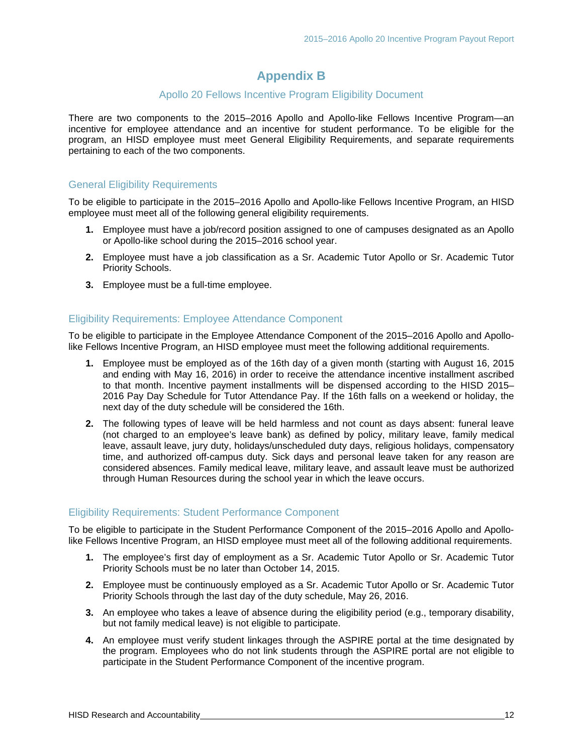# Appendix B

## Apollo 20 Fellows Incentive Program Eligibility Document

There are two components to the 2015–2016 Apollo and Apollo-like Fellows Incentive Program—an incentive for employee attendance and an incentive for student performance. To be eligible for the program, an HISD employee must meet General Eligibility Requirements, and separate requirements pertaining to each of the two components.

### General Eligibility Requirements

To be eligible to participate in the 2015–2016 Apollo and Apollo-like Fellows Incentive Program, an HISD employee must meet all of the following general eligibility requirements.

1. Employee must have a job/record position assigned to one of campuses designated as an Apollo or Apollo-like school during the 2015–2016 school year.
2. Employee must have a job classification as a Sr. Academic Tutor Apollo or Sr. Academic Tutor Priority Schools.
3. Employee must be a full-time employee.

### Eligibility Requirements: Employee Attendance Component

To be eligible to participate in the Employee Attendance Component of the 2015–2016 Apollo and Apollo-like Fellows Incentive Program, an HISD employee must meet the following additional requirements.

1. Employee must be employed as of the 16th day of a given month (starting with August 16, 2015 and ending with May 16, 2016) in order to receive the attendance incentive installment ascribed to that month. Incentive payment installments will be dispensed according to the HISD 2015–2016 Pay Day Schedule for Tutor Attendance Pay. If the 16th falls on a weekend or holiday, the next day of the duty schedule will be considered the 16th.
2. The following types of leave will be held harmless and not count as days absent: funeral leave (not charged to an employee's leave bank) as defined by policy, military leave, family medical leave, assault leave, jury duty, holidays/unscheduled duty days, religious holidays, compensatory time, and authorized off-campus duty. Sick days and personal leave taken for any reason are considered absences. Family medical leave, military leave, and assault leave must be authorized through Human Resources during the school year in which the leave occurs.

### Eligibility Requirements: Student Performance Component

To be eligible to participate in the Student Performance Component of the 2015–2016 Apollo and Apollo-like Fellows Incentive Program, an HISD employee must meet all of the following additional requirements.

1. The employee's first day of employment as a Sr. Academic Tutor Apollo or Sr. Academic Tutor Priority Schools must be no later than October 14, 2015.
2. Employee must be continuously employed as a Sr. Academic Tutor Apollo or Sr. Academic Tutor Priority Schools through the last day of the duty schedule, May 26, 2016.
3. An employee who takes a leave of absence during the eligibility period (e.g., temporary disability, but not family medical leave) is not eligible to participate.
4. An employee must verify student linkages through the ASPIRE portal at the time designated by the program. Employees who do not link students through the ASPIRE portal are not eligible to participate in the Student Performance Component of the incentive program.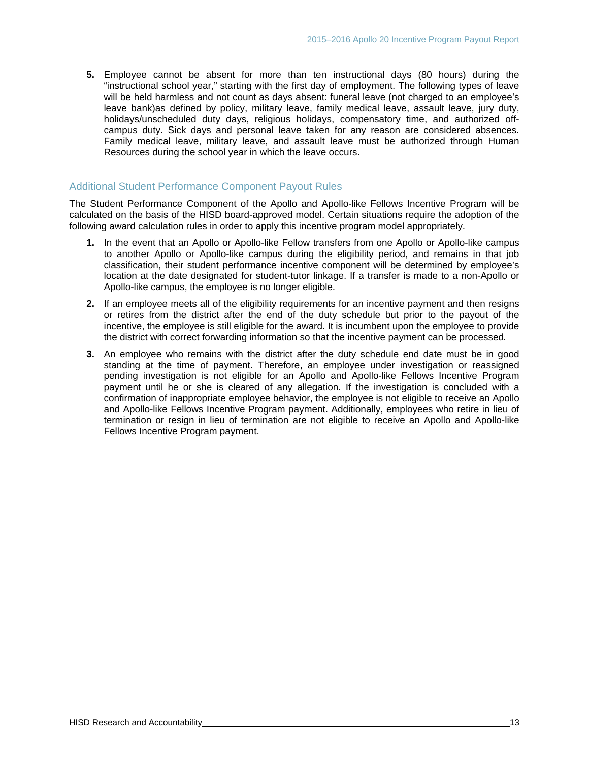5. Employee cannot be absent for more than ten instructional days (80 hours) during the "instructional school year," starting with the first day of employment. The following types of leave will be held harmless and not count as days absent: funeral leave (not charged to an employee's leave bank)as defined by policy, military leave, family medical leave, assault leave, jury duty, holidays/unscheduled duty days, religious holidays, compensatory time, and authorized off-campus duty. Sick days and personal leave taken for any reason are considered absences. Family medical leave, military leave, and assault leave must be authorized through Human Resources during the school year in which the leave occurs.

### Additional Student Performance Component Payout Rules

The Student Performance Component of the Apollo and Apollo-like Fellows Incentive Program will be calculated on the basis of the HISD board-approved model. Certain situations require the adoption of the following award calculation rules in order to apply this incentive program model appropriately.

1. In the event that an Apollo or Apollo-like Fellow transfers from one Apollo or Apollo-like campus to another Apollo or Apollo-like campus during the eligibility period, and remains in that job classification, their student performance incentive component will be determined by employee's location at the date designated for student-tutor linkage. If a transfer is made to a non-Apollo or Apollo-like campus, the employee is no longer eligible.

2. If an employee meets all of the eligibility requirements for an incentive payment and then resigns or retires from the district after the end of the duty schedule but prior to the payout of the incentive, the employee is still eligible for the award. It is incumbent upon the employee to provide the district with correct forwarding information so that the incentive payment can be processed.

3. An employee who remains with the district after the duty schedule end date must be in good standing at the time of payment. Therefore, an employee under investigation or reassigned pending investigation is not eligible for an Apollo and Apollo-like Fellows Incentive Program payment until he or she is cleared of any allegation. If the investigation is concluded with a confirmation of inappropriate employee behavior, the employee is not eligible to receive an Apollo and Apollo-like Fellows Incentive Program payment. Additionally, employees who retire in lieu of termination or resign in lieu of termination are not eligible to receive an Apollo and Apollo-like Fellows Incentive Program payment.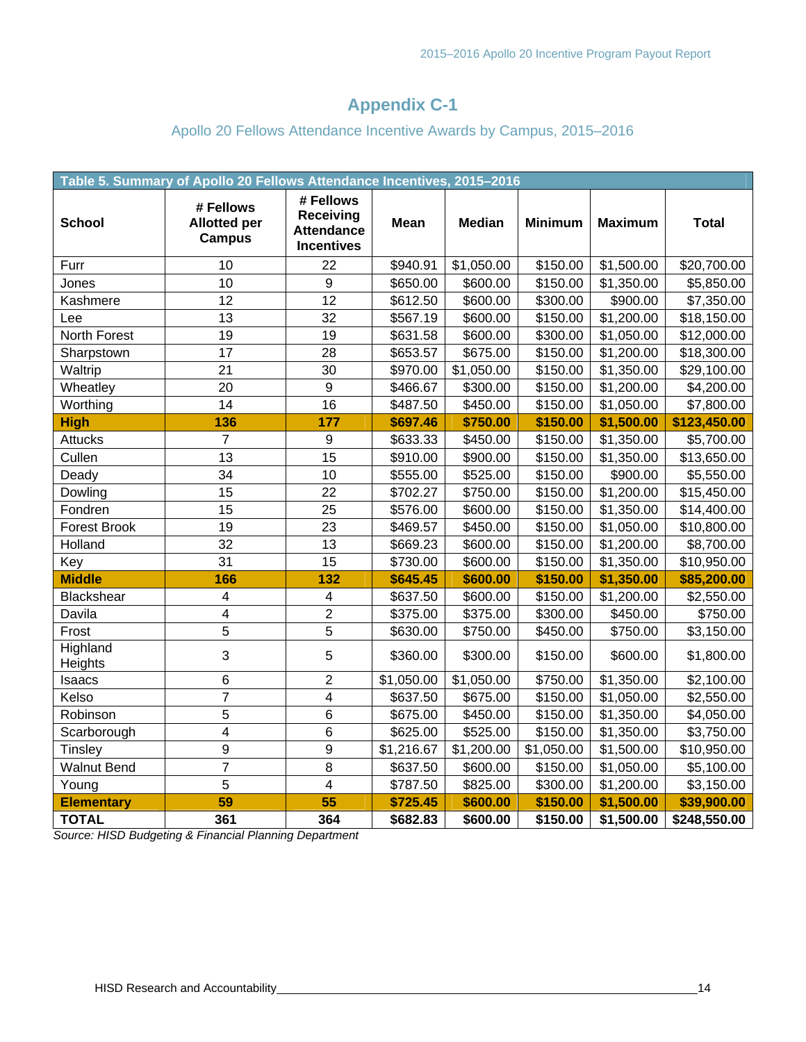# Appendix C-1

## Apollo 20 Fellows Attendance Incentive Awards by Campus, 2015–2016

**Table 5. Summary of Apollo 20 Fellows Attendance Incentives, 2015–2016**

| School | # Fellows Allotted per Campus | # Fellows Receiving Attendance Incentives | Mean | Median | Minimum | Maximum | Total |
|---|---|---|---|---|---|---|---|
| Furr | 10 | 22 | $940.91 | $1,050.00 | $150.00 | $1,500.00 | $20,700.00 |
| Jones | 10 | 9 | $650.00 | $600.00 | $150.00 | $1,350.00 | $5,850.00 |
| Kashmere | 12 | 12 | $612.50 | $600.00 | $300.00 | $900.00 | $7,350.00 |
| Lee | 13 | 32 | $567.19 | $600.00 | $150.00 | $1,200.00 | $18,150.00 |
| North Forest | 19 | 19 | $631.58 | $600.00 | $300.00 | $1,050.00 | $12,000.00 |
| Sharpstown | 17 | 28 | $653.57 | $675.00 | $150.00 | $1,200.00 | $18,300.00 |
| Waltrip | 21 | 30 | $970.00 | $1,050.00 | $150.00 | $1,350.00 | $29,100.00 |
| Wheatley | 20 | 9 | $466.67 | $300.00 | $150.00 | $1,200.00 | $4,200.00 |
| Worthing | 14 | 16 | $487.50 | $450.00 | $150.00 | $1,050.00 | $7,800.00 |
| **High** | **136** | **177** | **$697.46** | **$750.00** | **$150.00** | **$1,500.00** | **$123,450.00** |
| Attucks | 7 | 9 | $633.33 | $450.00 | $150.00 | $1,350.00 | $5,700.00 |
| Cullen | 13 | 15 | $910.00 | $900.00 | $150.00 | $1,350.00 | $13,650.00 |
| Deady | 34 | 10 | $555.00 | $525.00 | $150.00 | $900.00 | $5,550.00 |
| Dowling | 15 | 22 | $702.27 | $750.00 | $150.00 | $1,200.00 | $15,450.00 |
| Fondren | 15 | 25 | $576.00 | $600.00 | $150.00 | $1,350.00 | $14,400.00 |
| Forest Brook | 19 | 23 | $469.57 | $450.00 | $150.00 | $1,050.00 | $10,800.00 |
| Holland | 32 | 13 | $669.23 | $600.00 | $150.00 | $1,200.00 | $8,700.00 |
| Key | 31 | 15 | $730.00 | $600.00 | $150.00 | $1,350.00 | $10,950.00 |
| **Middle** | **166** | **132** | **$645.45** | **$600.00** | **$150.00** | **$1,350.00** | **$85,200.00** |
| Blackshear | 4 | 4 | $637.50 | $600.00 | $150.00 | $1,200.00 | $2,550.00 |
| Davila | 4 | 2 | $375.00 | $375.00 | $300.00 | $450.00 | $750.00 |
| Frost | 5 | 5 | $630.00 | $750.00 | $450.00 | $750.00 | $3,150.00 |
| Highland Heights | 3 | 5 | $360.00 | $300.00 | $150.00 | $600.00 | $1,800.00 |
| Isaacs | 6 | 2 | $1,050.00 | $1,050.00 | $750.00 | $1,350.00 | $2,100.00 |
| Kelso | 7 | 4 | $637.50 | $675.00 | $150.00 | $1,050.00 | $2,550.00 |
| Robinson | 5 | 6 | $675.00 | $450.00 | $150.00 | $1,350.00 | $4,050.00 |
| Scarborough | 4 | 6 | $625.00 | $525.00 | $150.00 | $1,350.00 | $3,750.00 |
| Tinsley | 9 | 9 | $1,216.67 | $1,200.00 | $1,050.00 | $1,500.00 | $10,950.00 |
| Walnut Bend | 7 | 8 | $637.50 | $600.00 | $150.00 | $1,050.00 | $5,100.00 |
| Young | 5 | 4 | $787.50 | $825.00 | $300.00 | $1,200.00 | $3,150.00 |
| **Elementary** | **59** | **55** | **$725.45** | **$600.00** | **$150.00** | **$1,500.00** | **$39,900.00** |
| **TOTAL** | **361** | **364** | **$682.83** | **$600.00** | **$150.00** | **$1,500.00** | **$248,550.00** |

*Source: HISD Budgeting & Financial Planning Department*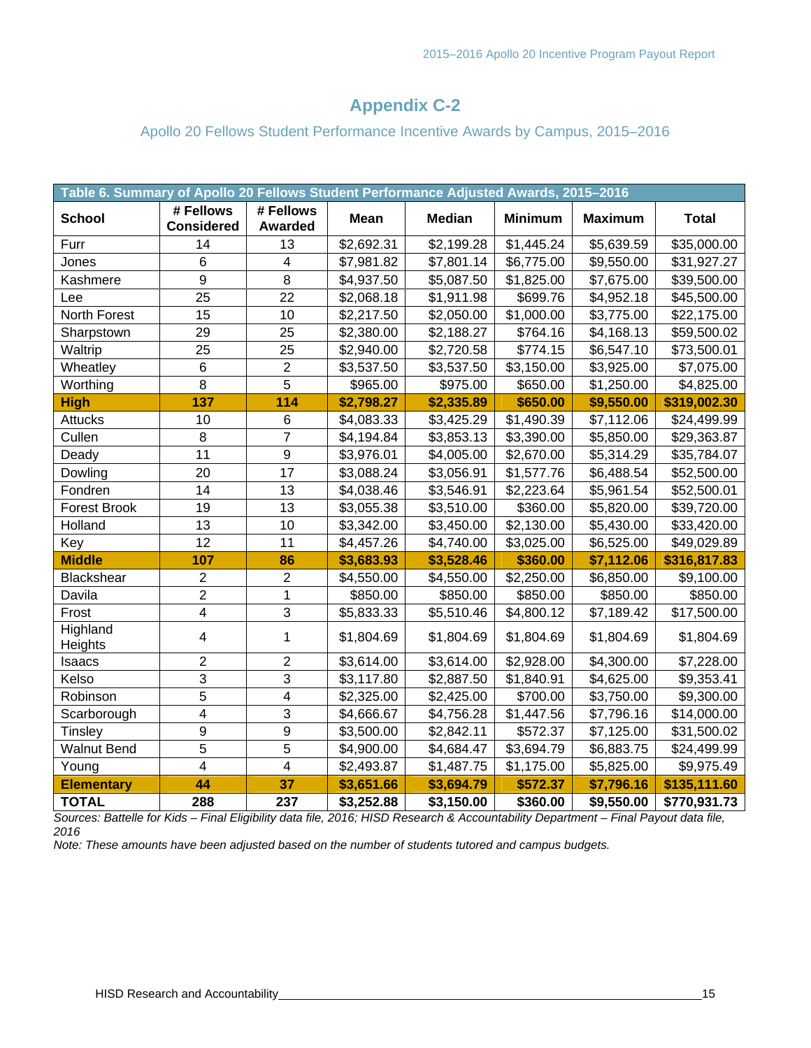# Appendix C-2

## Apollo 20 Fellows Student Performance Incentive Awards by Campus, 2015–2016

| Table 6. Summary of Apollo 20 Fellows Student Performance Adjusted Awards, 2015–2016 | | | | | | | |
|---|---|---|---|---|---|---|---|
| **School** | **# Fellows Considered** | **# Fellows Awarded** | **Mean** | **Median** | **Minimum** | **Maximum** | **Total** |
| Furr | 14 | 13 | $2,692.31 | $2,199.28 | $1,445.24 | $5,639.59 | $35,000.00 |
| Jones | 6 | 4 | $7,981.82 | $7,801.14 | $6,775.00 | $9,550.00 | $31,927.27 |
| Kashmere | 9 | 8 | $4,937.50 | $5,087.50 | $1,825.00 | $7,675.00 | $39,500.00 |
| Lee | 25 | 22 | $2,068.18 | $1,911.98 | $699.76 | $4,952.18 | $45,500.00 |
| North Forest | 15 | 10 | $2,217.50 | $2,050.00 | $1,000.00 | $3,775.00 | $22,175.00 |
| Sharpstown | 29 | 25 | $2,380.00 | $2,188.27 | $764.16 | $4,168.13 | $59,500.02 |
| Waltrip | 25 | 25 | $2,940.00 | $2,720.58 | $774.15 | $6,547.10 | $73,500.01 |
| Wheatley | 6 | 2 | $3,537.50 | $3,537.50 | $3,150.00 | $3,925.00 | $7,075.00 |
| Worthing | 8 | 5 | $965.00 | $975.00 | $650.00 | $1,250.00 | $4,825.00 |
| **High** | **137** | **114** | **$2,798.27** | **$2,335.89** | **$650.00** | **$9,550.00** | **$319,002.30** |
| Attucks | 10 | 6 | $4,083.33 | $3,425.29 | $1,490.39 | $7,112.06 | $24,499.99 |
| Cullen | 8 | 7 | $4,194.84 | $3,853.13 | $3,390.00 | $5,850.00 | $29,363.87 |
| Deady | 11 | 9 | $3,976.01 | $4,005.00 | $2,670.00 | $5,314.29 | $35,784.07 |
| Dowling | 20 | 17 | $3,088.24 | $3,056.91 | $1,577.76 | $6,488.54 | $52,500.00 |
| Fondren | 14 | 13 | $4,038.46 | $3,546.91 | $2,223.64 | $5,961.54 | $52,500.01 |
| Forest Brook | 19 | 13 | $3,055.38 | $3,510.00 | $360.00 | $5,820.00 | $39,720.00 |
| Holland | 13 | 10 | $3,342.00 | $3,450.00 | $2,130.00 | $5,430.00 | $33,420.00 |
| Key | 12 | 11 | $4,457.26 | $4,740.00 | $3,025.00 | $6,525.00 | $49,029.89 |
| **Middle** | **107** | **86** | **$3,683.93** | **$3,528.46** | **$360.00** | **$7,112.06** | **$316,817.83** |
| Blackshear | 2 | 2 | $4,550.00 | $4,550.00 | $2,250.00 | $6,850.00 | $9,100.00 |
| Davila | 2 | 1 | $850.00 | $850.00 | $850.00 | $850.00 | $850.00 |
| Frost | 4 | 3 | $5,833.33 | $5,510.46 | $4,800.12 | $7,189.42 | $17,500.00 |
| Highland Heights | 4 | 1 | $1,804.69 | $1,804.69 | $1,804.69 | $1,804.69 | $1,804.69 |
| Isaacs | 2 | 2 | $3,614.00 | $3,614.00 | $2,928.00 | $4,300.00 | $7,228.00 |
| Kelso | 3 | 3 | $3,117.80 | $2,887.50 | $1,840.91 | $4,625.00 | $9,353.41 |
| Robinson | 5 | 4 | $2,325.00 | $2,425.00 | $700.00 | $3,750.00 | $9,300.00 |
| Scarborough | 4 | 3 | $4,666.67 | $4,756.28 | $1,447.56 | $7,796.16 | $14,000.00 |
| Tinsley | 9 | 9 | $3,500.00 | $2,842.11 | $572.37 | $7,125.00 | $31,500.02 |
| Walnut Bend | 5 | 5 | $4,900.00 | $4,684.47 | $3,694.79 | $6,883.75 | $24,499.99 |
| Young | 4 | 4 | $2,493.87 | $1,487.75 | $1,175.00 | $5,825.00 | $9,975.49 |
| **Elementary** | **44** | **37** | **$3,651.66** | **$3,694.79** | **$572.37** | **$7,796.16** | **$135,111.60** |
| **TOTAL** | **288** | **237** | **$3,252.88** | **$3,150.00** | **$360.00** | **$9,550.00** | **$770,931.73** |

*Sources: Battelle for Kids – Final Eligibility data file, 2016; HISD Research & Accountability Department – Final Payout data file, 2016*

*Note: These amounts have been adjusted based on the number of students tutored and campus budgets.*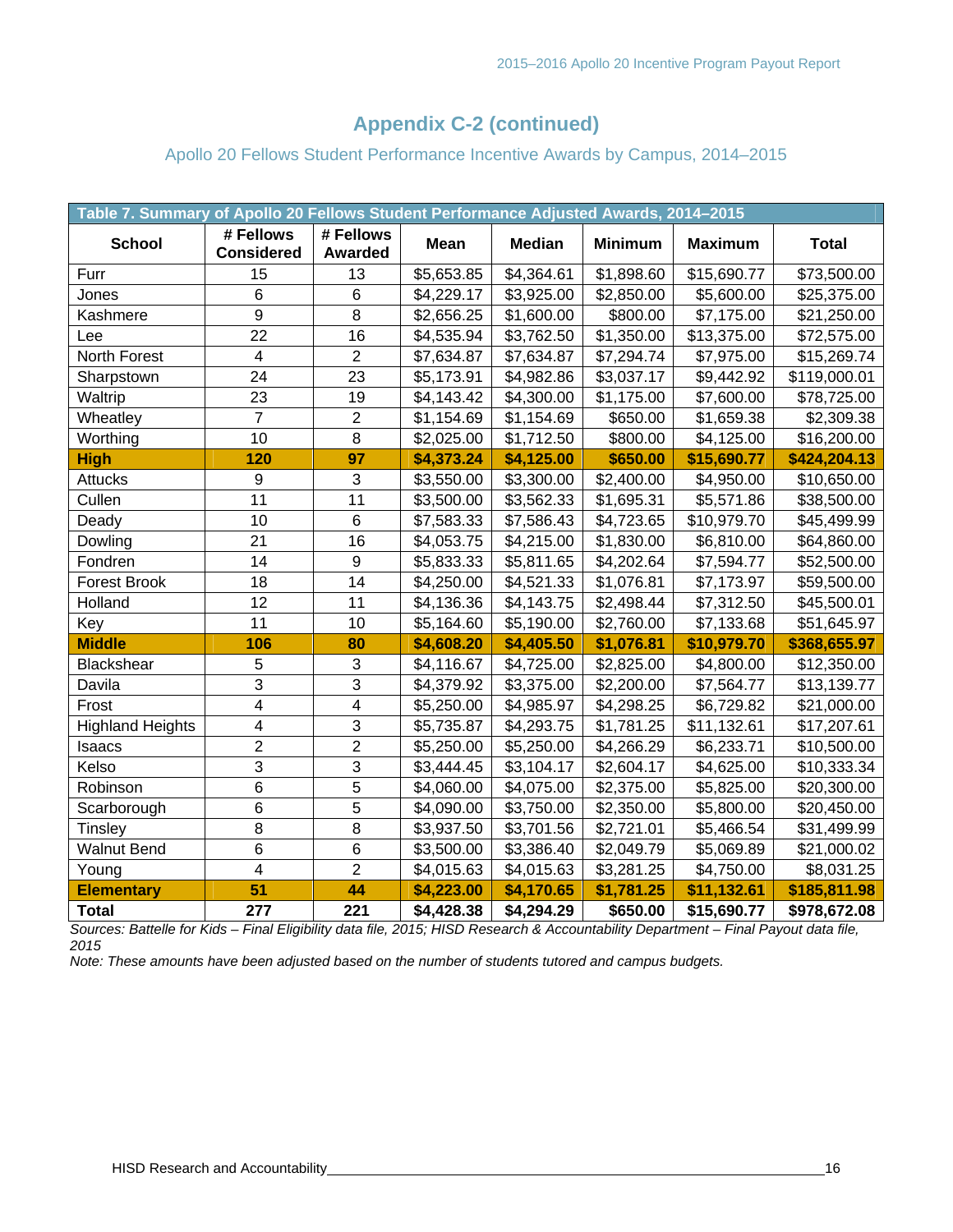## Appendix C-2 (continued)

### Apollo 20 Fellows Student Performance Incentive Awards by Campus, 2014–2015

| Table 7. Summary of Apollo 20 Fellows Student Performance Adjusted Awards, 2014–2015 | | | | | | | |
|---|---|---|---|---|---|---|---|
| **School** | **# Fellows Considered** | **# Fellows Awarded** | **Mean** | **Median** | **Minimum** | **Maximum** | **Total** |
| Furr | 15 | 13 | $5,653.85 | $4,364.61 | $1,898.60 | $15,690.77 | $73,500.00 |
| Jones | 6 | 6 | $4,229.17 | $3,925.00 | $2,850.00 | $5,600.00 | $25,375.00 |
| Kashmere | 9 | 8 | $2,656.25 | $1,600.00 | $800.00 | $7,175.00 | $21,250.00 |
| Lee | 22 | 16 | $4,535.94 | $3,762.50 | $1,350.00 | $13,375.00 | $72,575.00 |
| North Forest | 4 | 2 | $7,634.87 | $7,634.87 | $7,294.74 | $7,975.00 | $15,269.74 |
| Sharpstown | 24 | 23 | $5,173.91 | $4,982.86 | $3,037.17 | $9,442.92 | $119,000.01 |
| Waltrip | 23 | 19 | $4,143.42 | $4,300.00 | $1,175.00 | $7,600.00 | $78,725.00 |
| Wheatley | 7 | 2 | $1,154.69 | $1,154.69 | $650.00 | $1,659.38 | $2,309.38 |
| Worthing | 10 | 8 | $2,025.00 | $1,712.50 | $800.00 | $4,125.00 | $16,200.00 |
| **High** | **120** | **97** | **$4,373.24** | **$4,125.00** | **$650.00** | **$15,690.77** | **$424,204.13** |
| Attucks | 9 | 3 | $3,550.00 | $3,300.00 | $2,400.00 | $4,950.00 | $10,650.00 |
| Cullen | 11 | 11 | $3,500.00 | $3,562.33 | $1,695.31 | $5,571.86 | $38,500.00 |
| Deady | 10 | 6 | $7,583.33 | $7,586.43 | $4,723.65 | $10,979.70 | $45,499.99 |
| Dowling | 21 | 16 | $4,053.75 | $4,215.00 | $1,830.00 | $6,810.00 | $64,860.00 |
| Fondren | 14 | 9 | $5,833.33 | $5,811.65 | $4,202.64 | $7,594.77 | $52,500.00 |
| Forest Brook | 18 | 14 | $4,250.00 | $4,521.33 | $1,076.81 | $7,173.97 | $59,500.00 |
| Holland | 12 | 11 | $4,136.36 | $4,143.75 | $2,498.44 | $7,312.50 | $45,500.01 |
| Key | 11 | 10 | $5,164.60 | $5,190.00 | $2,760.00 | $7,133.68 | $51,645.97 |
| **Middle** | **106** | **80** | **$4,608.20** | **$4,405.50** | **$1,076.81** | **$10,979.70** | **$368,655.97** |
| Blackshear | 5 | 3 | $4,116.67 | $4,725.00 | $2,825.00 | $4,800.00 | $12,350.00 |
| Davila | 3 | 3 | $4,379.92 | $3,375.00 | $2,200.00 | $7,564.77 | $13,139.77 |
| Frost | 4 | 4 | $5,250.00 | $4,985.97 | $4,298.25 | $6,729.82 | $21,000.00 |
| Highland Heights | 4 | 3 | $5,735.87 | $4,293.75 | $1,781.25 | $11,132.61 | $17,207.61 |
| Isaacs | 2 | 2 | $5,250.00 | $5,250.00 | $4,266.29 | $6,233.71 | $10,500.00 |
| Kelso | 3 | 3 | $3,444.45 | $3,104.17 | $2,604.17 | $4,625.00 | $10,333.34 |
| Robinson | 6 | 5 | $4,060.00 | $4,075.00 | $2,375.00 | $5,825.00 | $20,300.00 |
| Scarborough | 6 | 5 | $4,090.00 | $3,750.00 | $2,350.00 | $5,800.00 | $20,450.00 |
| Tinsley | 8 | 8 | $3,937.50 | $3,701.56 | $2,721.01 | $5,466.54 | $31,499.99 |
| Walnut Bend | 6 | 6 | $3,500.00 | $3,386.40 | $2,049.79 | $5,069.89 | $21,000.02 |
| Young | 4 | 2 | $4,015.63 | $4,015.63 | $3,281.25 | $4,750.00 | $8,031.25 |
| **Elementary** | **51** | **44** | **$4,223.00** | **$4,170.65** | **$1,781.25** | **$11,132.61** | **$185,811.98** |
| **Total** | **277** | **221** | **$4,428.38** | **$4,294.29** | **$650.00** | **$15,690.77** | **$978,672.08** |

*Sources: Battelle for Kids – Final Eligibility data file, 2015; HISD Research & Accountability Department – Final Payout data file, 2015*

*Note: These amounts have been adjusted based on the number of students tutored and campus budgets.*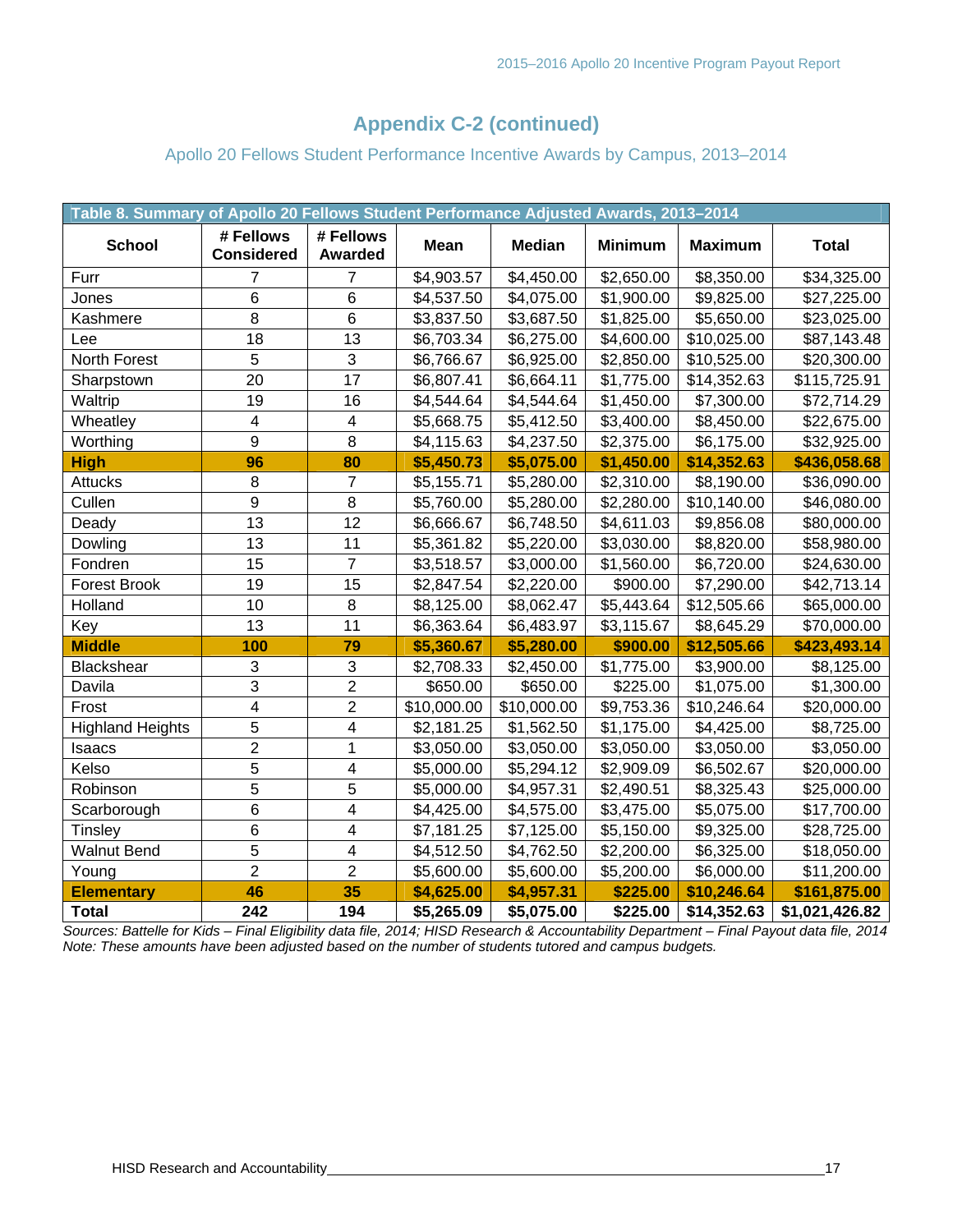## Appendix C-2 (continued)

### Apollo 20 Fellows Student Performance Incentive Awards by Campus, 2013–2014

| Table 8. Summary of Apollo 20 Fellows Student Performance Adjusted Awards, 2013–2014 | | | | | | | |
|---|---|---|---|---|---|---|---|
| **School** | **# Fellows Considered** | **# Fellows Awarded** | **Mean** | **Median** | **Minimum** | **Maximum** | **Total** |
| Furr | 7 | 7 | $4,903.57 | $4,450.00 | $2,650.00 | $8,350.00 | $34,325.00 |
| Jones | 6 | 6 | $4,537.50 | $4,075.00 | $1,900.00 | $9,825.00 | $27,225.00 |
| Kashmere | 8 | 6 | $3,837.50 | $3,687.50 | $1,825.00 | $5,650.00 | $23,025.00 |
| Lee | 18 | 13 | $6,703.34 | $6,275.00 | $4,600.00 | $10,025.00 | $87,143.48 |
| North Forest | 5 | 3 | $6,766.67 | $6,925.00 | $2,850.00 | $10,525.00 | $20,300.00 |
| Sharpstown | 20 | 17 | $6,807.41 | $6,664.11 | $1,775.00 | $14,352.63 | $115,725.91 |
| Waltrip | 19 | 16 | $4,544.64 | $4,544.64 | $1,450.00 | $7,300.00 | $72,714.29 |
| Wheatley | 4 | 4 | $5,668.75 | $5,412.50 | $3,400.00 | $8,450.00 | $22,675.00 |
| Worthing | 9 | 8 | $4,115.63 | $4,237.50 | $2,375.00 | $6,175.00 | $32,925.00 |
| **High** | **96** | **80** | **$5,450.73** | **$5,075.00** | **$1,450.00** | **$14,352.63** | **$436,058.68** |
| Attucks | 8 | 7 | $5,155.71 | $5,280.00 | $2,310.00 | $8,190.00 | $36,090.00 |
| Cullen | 9 | 8 | $5,760.00 | $5,280.00 | $2,280.00 | $10,140.00 | $46,080.00 |
| Deady | 13 | 12 | $6,666.67 | $6,748.50 | $4,611.03 | $9,856.08 | $80,000.00 |
| Dowling | 13 | 11 | $5,361.82 | $5,220.00 | $3,030.00 | $8,820.00 | $58,980.00 |
| Fondren | 15 | 7 | $3,518.57 | $3,000.00 | $1,560.00 | $6,720.00 | $24,630.00 |
| Forest Brook | 19 | 15 | $2,847.54 | $2,220.00 | $900.00 | $7,290.00 | $42,713.14 |
| Holland | 10 | 8 | $8,125.00 | $8,062.47 | $5,443.64 | $12,505.66 | $65,000.00 |
| Key | 13 | 11 | $6,363.64 | $6,483.97 | $3,115.67 | $8,645.29 | $70,000.00 |
| **Middle** | **100** | **79** | **$5,360.67** | **$5,280.00** | **$900.00** | **$12,505.66** | **$423,493.14** |
| Blackshear | 3 | 3 | $2,708.33 | $2,450.00 | $1,775.00 | $3,900.00 | $8,125.00 |
| Davila | 3 | 2 | $650.00 | $650.00 | $225.00 | $1,075.00 | $1,300.00 |
| Frost | 4 | 2 | $10,000.00 | $10,000.00 | $9,753.36 | $10,246.64 | $20,000.00 |
| Highland Heights | 5 | 4 | $2,181.25 | $1,562.50 | $1,175.00 | $4,425.00 | $8,725.00 |
| Isaacs | 2 | 1 | $3,050.00 | $3,050.00 | $3,050.00 | $3,050.00 | $3,050.00 |
| Kelso | 5 | 4 | $5,000.00 | $5,294.12 | $2,909.09 | $6,502.67 | $20,000.00 |
| Robinson | 5 | 5 | $5,000.00 | $4,957.31 | $2,490.51 | $8,325.43 | $25,000.00 |
| Scarborough | 6 | 4 | $4,425.00 | $4,575.00 | $3,475.00 | $5,075.00 | $17,700.00 |
| Tinsley | 6 | 4 | $7,181.25 | $7,125.00 | $5,150.00 | $9,325.00 | $28,725.00 |
| Walnut Bend | 5 | 4 | $4,512.50 | $4,762.50 | $2,200.00 | $6,325.00 | $18,050.00 |
| Young | 2 | 2 | $5,600.00 | $5,600.00 | $5,200.00 | $6,000.00 | $11,200.00 |
| **Elementary** | **46** | **35** | **$4,625.00** | **$4,957.31** | **$225.00** | **$10,246.64** | **$161,875.00** |
| **Total** | **242** | **194** | **$5,265.09** | **$5,075.00** | **$225.00** | **$14,352.63** | **$1,021,426.82** |

*Sources: Battelle for Kids – Final Eligibility data file, 2014; HISD Research & Accountability Department – Final Payout data file, 2014*
*Note: These amounts have been adjusted based on the number of students tutored and campus budgets.*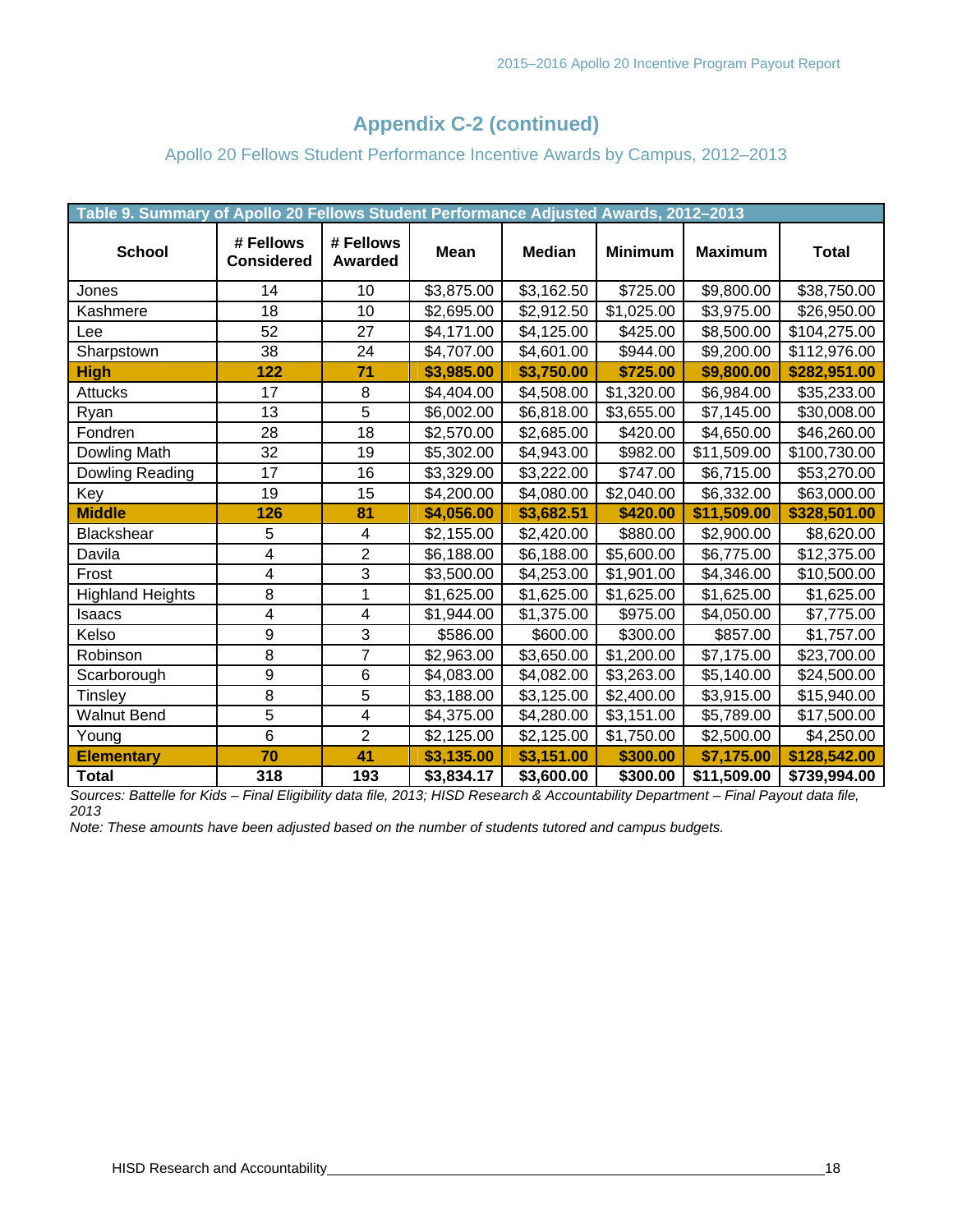## Appendix C-2 (continued)

### Apollo 20 Fellows Student Performance Incentive Awards by Campus, 2012–2013

| Table 9. Summary of Apollo 20 Fellows Student Performance Adjusted Awards, 2012–2013 | | | | | | | |
|---|---|---|---|---|---|---|---|
| **School** | **# Fellows Considered** | **# Fellows Awarded** | **Mean** | **Median** | **Minimum** | **Maximum** | **Total** |
| Jones | 14 | 10 | $3,875.00 | $3,162.50 | $725.00 | $9,800.00 | $38,750.00 |
| Kashmere | 18 | 10 | $2,695.00 | $2,912.50 | $1,025.00 | $3,975.00 | $26,950.00 |
| Lee | 52 | 27 | $4,171.00 | $4,125.00 | $425.00 | $8,500.00 | $104,275.00 |
| Sharpstown | 38 | 24 | $4,707.00 | $4,601.00 | $944.00 | $9,200.00 | $112,976.00 |
| **High** | **122** | **71** | **$3,985.00** | **$3,750.00** | **$725.00** | **$9,800.00** | **$282,951.00** |
| Attucks | 17 | 8 | $4,404.00 | $4,508.00 | $1,320.00 | $6,984.00 | $35,233.00 |
| Ryan | 13 | 5 | $6,002.00 | $6,818.00 | $3,655.00 | $7,145.00 | $30,008.00 |
| Fondren | 28 | 18 | $2,570.00 | $2,685.00 | $420.00 | $4,650.00 | $46,260.00 |
| Dowling Math | 32 | 19 | $5,302.00 | $4,943.00 | $982.00 | $11,509.00 | $100,730.00 |
| Dowling Reading | 17 | 16 | $3,329.00 | $3,222.00 | $747.00 | $6,715.00 | $53,270.00 |
| Key | 19 | 15 | $4,200.00 | $4,080.00 | $2,040.00 | $6,332.00 | $63,000.00 |
| **Middle** | **126** | **81** | **$4,056.00** | **$3,682.51** | **$420.00** | **$11,509.00** | **$328,501.00** |
| Blackshear | 5 | 4 | $2,155.00 | $2,420.00 | $880.00 | $2,900.00 | $8,620.00 |
| Davila | 4 | 2 | $6,188.00 | $6,188.00 | $5,600.00 | $6,775.00 | $12,375.00 |
| Frost | 4 | 3 | $3,500.00 | $4,253.00 | $1,901.00 | $4,346.00 | $10,500.00 |
| Highland Heights | 8 | 1 | $1,625.00 | $1,625.00 | $1,625.00 | $1,625.00 | $1,625.00 |
| Isaacs | 4 | 4 | $1,944.00 | $1,375.00 | $975.00 | $4,050.00 | $7,775.00 |
| Kelso | 9 | 3 | $586.00 | $600.00 | $300.00 | $857.00 | $1,757.00 |
| Robinson | 8 | 7 | $2,963.00 | $3,650.00 | $1,200.00 | $7,175.00 | $23,700.00 |
| Scarborough | 9 | 6 | $4,083.00 | $4,082.00 | $3,263.00 | $5,140.00 | $24,500.00 |
| Tinsley | 8 | 5 | $3,188.00 | $3,125.00 | $2,400.00 | $3,915.00 | $15,940.00 |
| Walnut Bend | 5 | 4 | $4,375.00 | $4,280.00 | $3,151.00 | $5,789.00 | $17,500.00 |
| Young | 6 | 2 | $2,125.00 | $2,125.00 | $1,750.00 | $2,500.00 | $4,250.00 |
| **Elementary** | **70** | **41** | **$3,135.00** | **$3,151.00** | **$300.00** | **$7,175.00** | **$128,542.00** |
| **Total** | **318** | **193** | **$3,834.17** | **$3,600.00** | **$300.00** | **$11,509.00** | **$739,994.00** |

*Sources: Battelle for Kids – Final Eligibility data file, 2013; HISD Research & Accountability Department – Final Payout data file, 2013*

*Note: These amounts have been adjusted based on the number of students tutored and campus budgets.*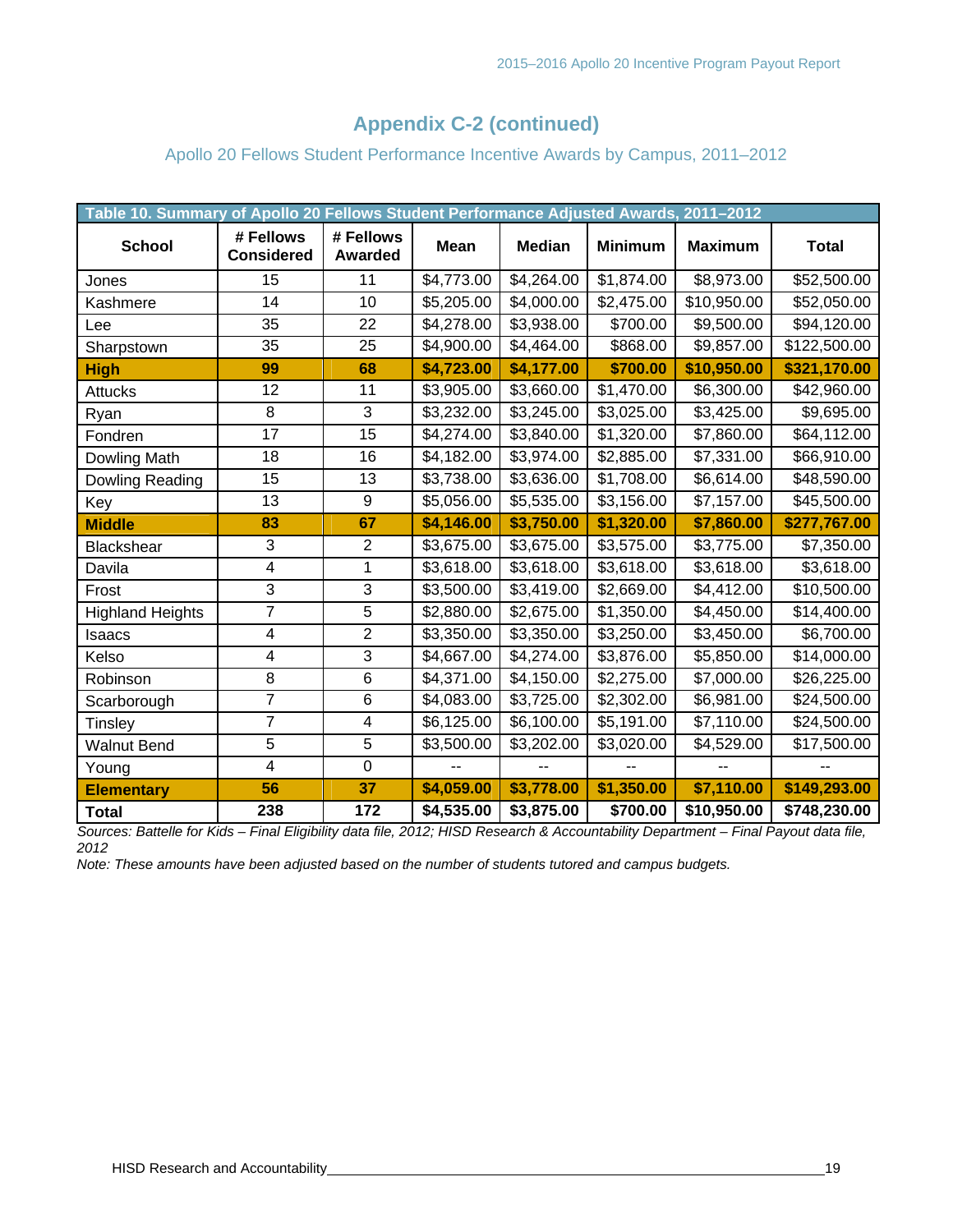## Appendix C-2 (continued)

### Apollo 20 Fellows Student Performance Incentive Awards by Campus, 2011–2012

**Table 10. Summary of Apollo 20 Fellows Student Performance Adjusted Awards, 2011–2012**

| School | # Fellows Considered | # Fellows Awarded | Mean | Median | Minimum | Maximum | Total |
|---|---|---|---|---|---|---|---|
| Jones | 15 | 11 | $4,773.00 | $4,264.00 | $1,874.00 | $8,973.00 | $52,500.00 |
| Kashmere | 14 | 10 | $5,205.00 | $4,000.00 | $2,475.00 | $10,950.00 | $52,050.00 |
| Lee | 35 | 22 | $4,278.00 | $3,938.00 | $700.00 | $9,500.00 | $94,120.00 |
| Sharpstown | 35 | 25 | $4,900.00 | $4,464.00 | $868.00 | $9,857.00 | $122,500.00 |
| **High** | **99** | **68** | **$4,723.00** | **$4,177.00** | **$700.00** | **$10,950.00** | **$321,170.00** |
| Attucks | 12 | 11 | $3,905.00 | $3,660.00 | $1,470.00 | $6,300.00 | $42,960.00 |
| Ryan | 8 | 3 | $3,232.00 | $3,245.00 | $3,025.00 | $3,425.00 | $9,695.00 |
| Fondren | 17 | 15 | $4,274.00 | $3,840.00 | $1,320.00 | $7,860.00 | $64,112.00 |
| Dowling Math | 18 | 16 | $4,182.00 | $3,974.00 | $2,885.00 | $7,331.00 | $66,910.00 |
| Dowling Reading | 15 | 13 | $3,738.00 | $3,636.00 | $1,708.00 | $6,614.00 | $48,590.00 |
| Key | 13 | 9 | $5,056.00 | $5,535.00 | $3,156.00 | $7,157.00 | $45,500.00 |
| **Middle** | **83** | **67** | **$4,146.00** | **$3,750.00** | **$1,320.00** | **$7,860.00** | **$277,767.00** |
| Blackshear | 3 | 2 | $3,675.00 | $3,675.00 | $3,575.00 | $3,775.00 | $7,350.00 |
| Davila | 4 | 1 | $3,618.00 | $3,618.00 | $3,618.00 | $3,618.00 | $3,618.00 |
| Frost | 3 | 3 | $3,500.00 | $3,419.00 | $2,669.00 | $4,412.00 | $10,500.00 |
| Highland Heights | 7 | 5 | $2,880.00 | $2,675.00 | $1,350.00 | $4,450.00 | $14,400.00 |
| Isaacs | 4 | 2 | $3,350.00 | $3,350.00 | $3,250.00 | $3,450.00 | $6,700.00 |
| Kelso | 4 | 3 | $4,667.00 | $4,274.00 | $3,876.00 | $5,850.00 | $14,000.00 |
| Robinson | 8 | 6 | $4,371.00 | $4,150.00 | $2,275.00 | $7,000.00 | $26,225.00 |
| Scarborough | 7 | 6 | $4,083.00 | $3,725.00 | $2,302.00 | $6,981.00 | $24,500.00 |
| Tinsley | 7 | 4 | $6,125.00 | $6,100.00 | $5,191.00 | $7,110.00 | $24,500.00 |
| Walnut Bend | 5 | 5 | $3,500.00 | $3,202.00 | $3,020.00 | $4,529.00 | $17,500.00 |
| Young | 4 | 0 | -- | -- | -- | -- | -- |
| **Elementary** | **56** | **37** | **$4,059.00** | **$3,778.00** | **$1,350.00** | **$7,110.00** | **$149,293.00** |
| **Total** | **238** | **172** | **$4,535.00** | **$3,875.00** | **$700.00** | **$10,950.00** | **$748,230.00** |

*Sources: Battelle for Kids – Final Eligibility data file, 2012; HISD Research & Accountability Department – Final Payout data file, 2012*

*Note: These amounts have been adjusted based on the number of students tutored and campus budgets.*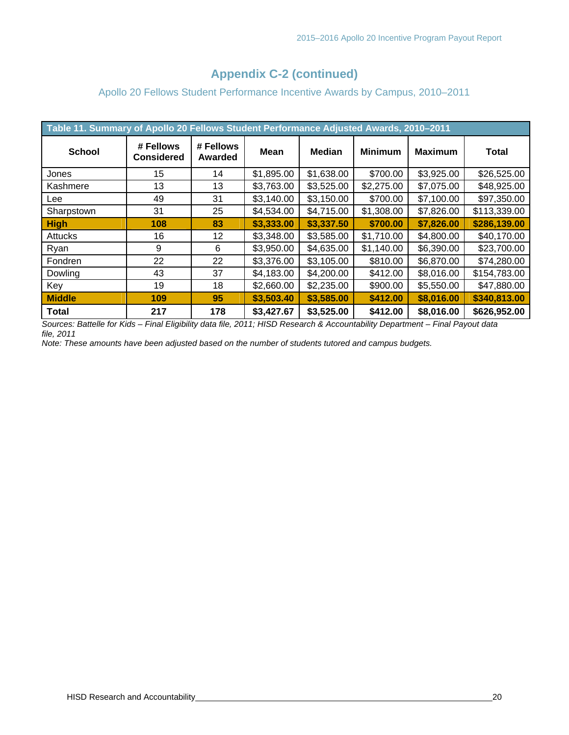# Appendix C-2 (continued)

## Apollo 20 Fellows Student Performance Incentive Awards by Campus, 2010–2011

**Table 11. Summary of Apollo 20 Fellows Student Performance Adjusted Awards, 2010–2011**

| School | # Fellows Considered | # Fellows Awarded | Mean | Median | Minimum | Maximum | Total |
|---|---|---|---|---|---|---|---|
| Jones | 15 | 14 | $1,895.00 | $1,638.00 | $700.00 | $3,925.00 | $26,525.00 |
| Kashmere | 13 | 13 | $3,763.00 | $3,525.00 | $2,275.00 | $7,075.00 | $48,925.00 |
| Lee | 49 | 31 | $3,140.00 | $3,150.00 | $700.00 | $7,100.00 | $97,350.00 |
| Sharpstown | 31 | 25 | $4,534.00 | $4,715.00 | $1,308.00 | $7,826.00 | $113,339.00 |
| **High** | **108** | **83** | **$3,333.00** | **$3,337.50** | **$700.00** | **$7,826.00** | **$286,139.00** |
| Attucks | 16 | 12 | $3,348.00 | $3,585.00 | $1,710.00 | $4,800.00 | $40,170.00 |
| Ryan | 9 | 6 | $3,950.00 | $4,635.00 | $1,140.00 | $6,390.00 | $23,700.00 |
| Fondren | 22 | 22 | $3,376.00 | $3,105.00 | $810.00 | $6,870.00 | $74,280.00 |
| Dowling | 43 | 37 | $4,183.00 | $4,200.00 | $412.00 | $8,016.00 | $154,783.00 |
| Key | 19 | 18 | $2,660.00 | $2,235.00 | $900.00 | $5,550.00 | $47,880.00 |
| **Middle** | **109** | **95** | **$3,503.40** | **$3,585.00** | **$412.00** | **$8,016.00** | **$340,813.00** |
| **Total** | **217** | **178** | **$3,427.67** | **$3,525.00** | **$412.00** | **$8,016.00** | **$626,952.00** |

*Sources: Battelle for Kids – Final Eligibility data file, 2011; HISD Research & Accountability Department – Final Payout data file, 2011*

*Note: These amounts have been adjusted based on the number of students tutored and campus budgets.*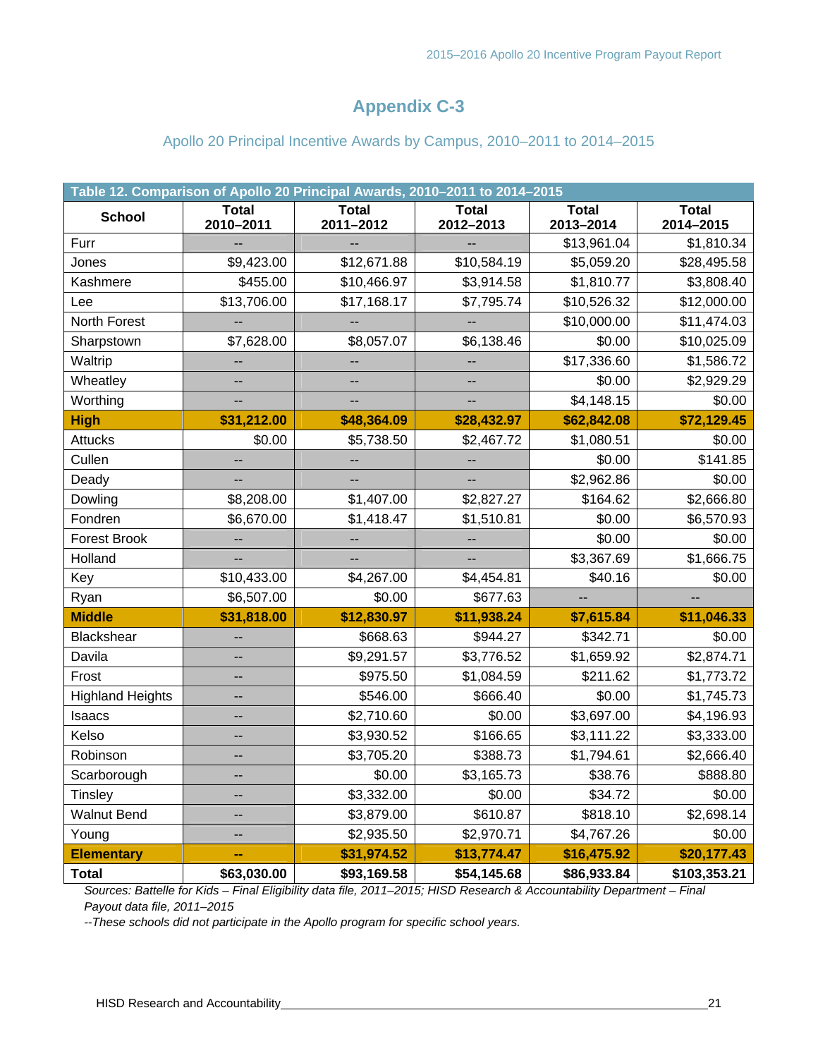# Appendix C-3

## Apollo 20 Principal Incentive Awards by Campus, 2010–2011 to 2014–2015

**Table 12. Comparison of Apollo 20 Principal Awards, 2010–2011 to 2014–2015**

| School | Total 2010–2011 | Total 2011–2012 | Total 2012–2013 | Total 2013–2014 | Total 2014–2015 |
|---|---|---|---|---|---|
| Furr | -- | -- | -- | $13,961.04 | $1,810.34 |
| Jones | $9,423.00 | $12,671.88 | $10,584.19 | $5,059.20 | $28,495.58 |
| Kashmere | $455.00 | $10,466.97 | $3,914.58 | $1,810.77 | $3,808.40 |
| Lee | $13,706.00 | $17,168.17 | $7,795.74 | $10,526.32 | $12,000.00 |
| North Forest | -- | -- | -- | $10,000.00 | $11,474.03 |
| Sharpstown | $7,628.00 | $8,057.07 | $6,138.46 | $0.00 | $10,025.09 |
| Waltrip | -- | -- | -- | $17,336.60 | $1,586.72 |
| Wheatley | -- | -- | -- | $0.00 | $2,929.29 |
| Worthing | -- | -- | -- | $4,148.15 | $0.00 |
| **High** | **$31,212.00** | **$48,364.09** | **$28,432.97** | **$62,842.08** | **$72,129.45** |
| Attucks | $0.00 | $5,738.50 | $2,467.72 | $1,080.51 | $0.00 |
| Cullen | -- | -- | -- | $0.00 | $141.85 |
| Deady | -- | -- | -- | $2,962.86 | $0.00 |
| Dowling | $8,208.00 | $1,407.00 | $2,827.27 | $164.62 | $2,666.80 |
| Fondren | $6,670.00 | $1,418.47 | $1,510.81 | $0.00 | $6,570.93 |
| Forest Brook | -- | -- | -- | $0.00 | $0.00 |
| Holland | -- | -- | -- | $3,367.69 | $1,666.75 |
| Key | $10,433.00 | $4,267.00 | $4,454.81 | $40.16 | $0.00 |
| Ryan | $6,507.00 | $0.00 | $677.63 | -- | -- |
| **Middle** | **$31,818.00** | **$12,830.97** | **$11,938.24** | **$7,615.84** | **$11,046.33** |
| Blackshear | -- | $668.63 | $944.27 | $342.71 | $0.00 |
| Davila | -- | $9,291.57 | $3,776.52 | $1,659.92 | $2,874.71 |
| Frost | -- | $975.50 | $1,084.59 | $211.62 | $1,773.72 |
| Highland Heights | -- | $546.00 | $666.40 | $0.00 | $1,745.73 |
| Isaacs | -- | $2,710.60 | $0.00 | $3,697.00 | $4,196.93 |
| Kelso | -- | $3,930.52 | $166.65 | $3,111.22 | $3,333.00 |
| Robinson | -- | $3,705.20 | $388.73 | $1,794.61 | $2,666.40 |
| Scarborough | -- | $0.00 | $3,165.73 | $38.76 | $888.80 |
| Tinsley | -- | $3,332.00 | $0.00 | $34.72 | $0.00 |
| Walnut Bend | -- | $3,879.00 | $610.87 | $818.10 | $2,698.14 |
| Young | -- | $2,935.50 | $2,970.71 | $4,767.26 | $0.00 |
| **Elementary** | **--** | **$31,974.52** | **$13,774.47** | **$16,475.92** | **$20,177.43** |
| **Total** | **$63,030.00** | **$93,169.58** | **$54,145.68** | **$86,933.84** | **$103,353.21** |

*Sources: Battelle for Kids – Final Eligibility data file, 2011–2015; HISD Research & Accountability Department – Final Payout data file, 2011–2015*

*--These schools did not participate in the Apollo program for specific school years.*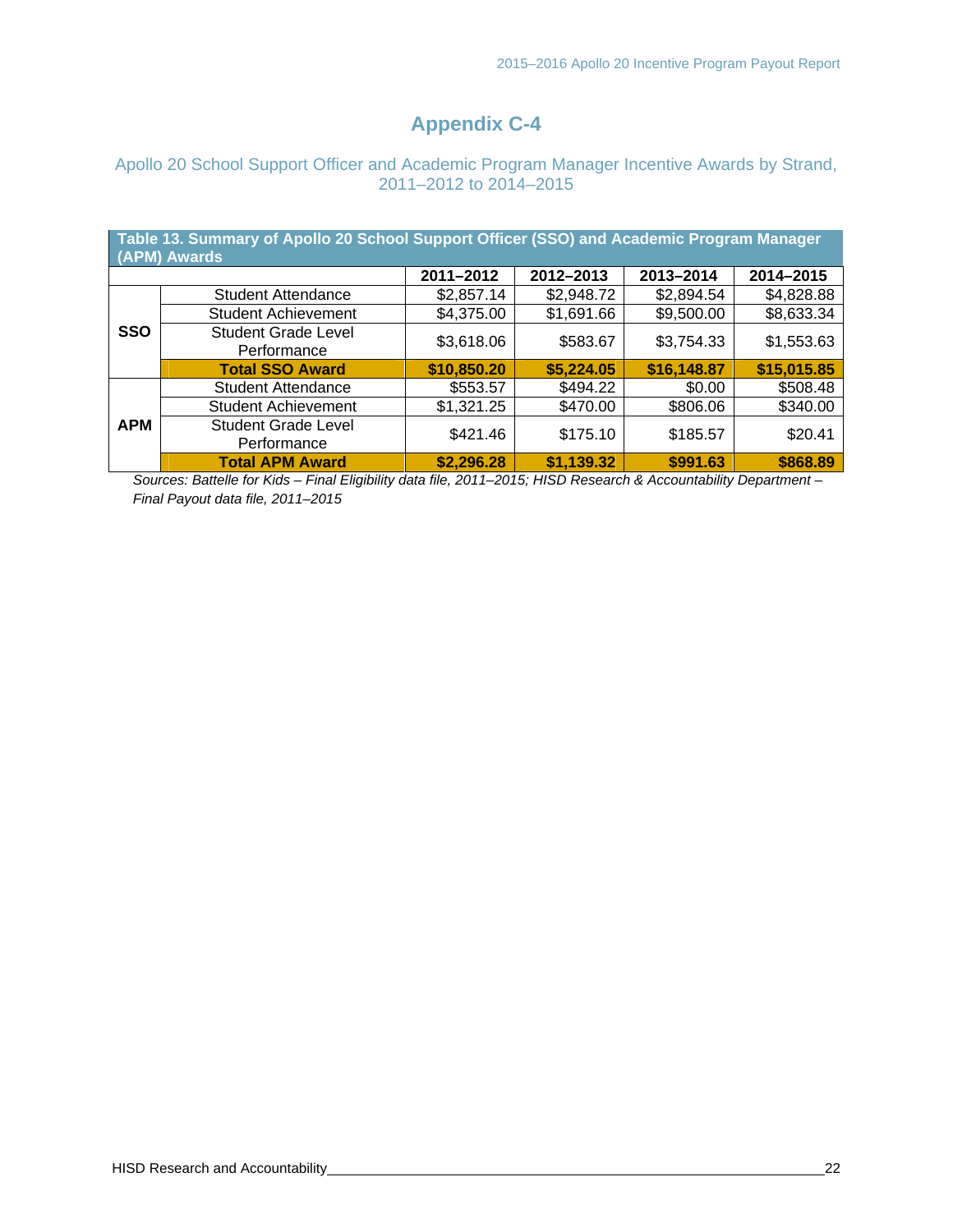# Appendix C-4

## Apollo 20 School Support Officer and Academic Program Manager Incentive Awards by Strand, 2011–2012 to 2014–2015

**Table 13. Summary of Apollo 20 School Support Officer (SSO) and Academic Program Manager (APM) Awards**

| | | 2011–2012 | 2012–2013 | 2013–2014 | 2014–2015 |
|---|---|---|---|---|---|
| **SSO** | Student Attendance | $2,857.14 | $2,948.72 | $2,894.54 | $4,828.88 |
| | Student Achievement | $4,375.00 | $1,691.66 | $9,500.00 | $8,633.34 |
| | Student Grade Level Performance | $3,618.06 | $583.67 | $3,754.33 | $1,553.63 |
| | **Total SSO Award** | **$10,850.20** | **$5,224.05** | **$16,148.87** | **$15,015.85** |
| **APM** | Student Attendance | $553.57 | $494.22 | $0.00 | $508.48 |
| | Student Achievement | $1,321.25 | $470.00 | $806.06 | $340.00 |
| | Student Grade Level Performance | $421.46 | $175.10 | $185.57 | $20.41 |
| | **Total APM Award** | **$2,296.28** | **$1,139.32** | **$991.63** | **$868.89** |

*Sources: Battelle for Kids – Final Eligibility data file, 2011–2015; HISD Research & Accountability Department – Final Payout data file, 2011–2015*